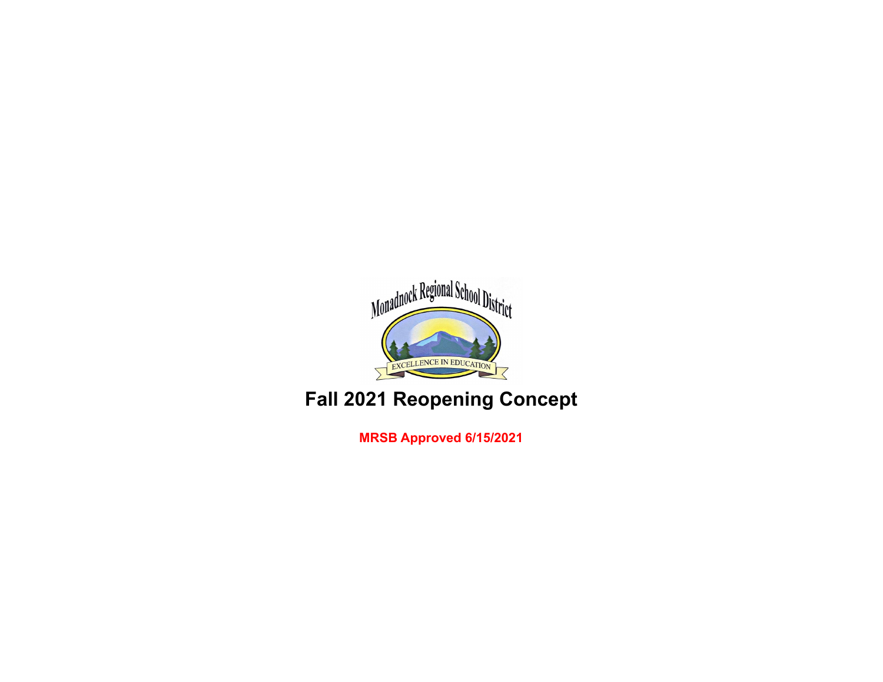Monadnock Regional School District

EXCELLENCE IN EDUCATION

# Fall 2021 Reopening Concept

**MRSB Approved 6/15/2021**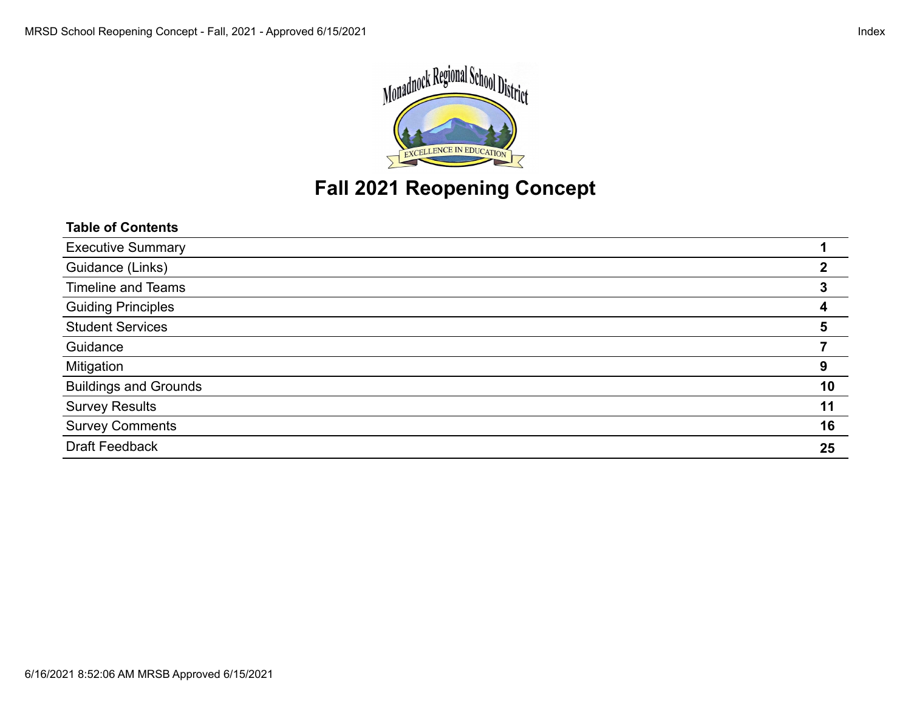# Fall 2021 Reopening Concept

| Table of Contents | |
|---|---|
| Executive Summary | 1 |
| Guidance (Links) | 2 |
| Timeline and Teams | 3 |
| Guiding Principles | 4 |
| Student Services | 5 |
| Guidance | 7 |
| Mitigation | 9 |
| Buildings and Grounds | 10 |
| Survey Results | 11 |
| Survey Comments | 16 |
| Draft Feedback | 25 |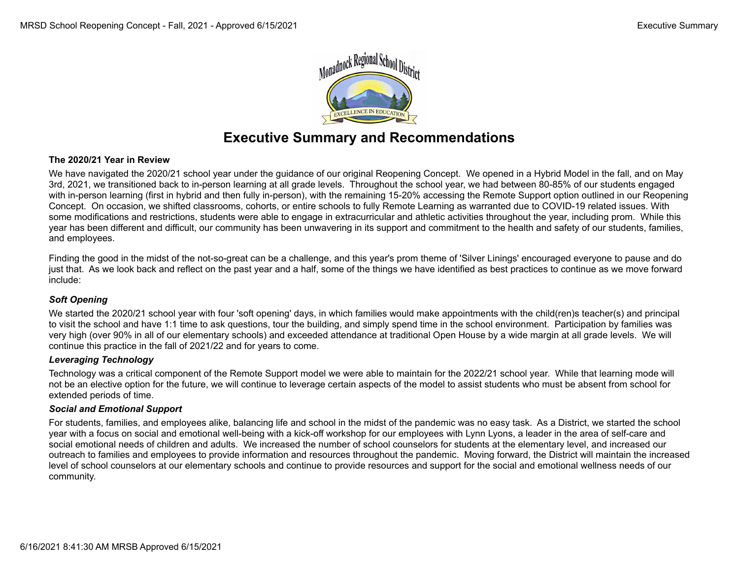# Executive Summary and Recommendations

**The 2020/21 Year in Review**

We have navigated the 2020/21 school year under the guidance of our original Reopening Concept. We opened in a Hybrid Model in the fall, and on May 3rd, 2021, we transitioned back to in-person learning at all grade levels. Throughout the school year, we had between 80-85% of our students engaged with in-person learning (first in hybrid and then fully in-person), with the remaining 15-20% accessing the Remote Support option outlined in our Reopening Concept. On occasion, we shifted classrooms, cohorts, or entire schools to fully Remote Learning as warranted due to COVID-19 related issues. With some modifications and restrictions, students were able to engage in extracurricular and athletic activities throughout the year, including prom. While this year has been different and difficult, our community has been unwavering in its support and commitment to the health and safety of our students, families, and employees.

Finding the good in the midst of the not-so-great can be a challenge, and this year's prom theme of 'Silver Linings' encouraged everyone to pause and do just that. As we look back and reflect on the past year and a half, some of the things we have identified as best practices to continue as we move forward include:

***Soft Opening***

We started the 2020/21 school year with four 'soft opening' days, in which families would make appointments with the child(ren)s teacher(s) and principal to visit the school and have 1:1 time to ask questions, tour the building, and simply spend time in the school environment. Participation by families was very high (over 90% in all of our elementary schools) and exceeded attendance at traditional Open House by a wide margin at all grade levels. We will continue this practice in the fall of 2021/22 and for years to come.

***Leveraging Technology***

Technology was a critical component of the Remote Support model we were able to maintain for the 2022/21 school year. While that learning mode will not be an elective option for the future, we will continue to leverage certain aspects of the model to assist students who must be absent from school for extended periods of time.

***Social and Emotional Support***

For students, families, and employees alike, balancing life and school in the midst of the pandemic was no easy task. As a District, we started the school year with a focus on social and emotional well-being with a kick-off workshop for our employees with Lynn Lyons, a leader in the area of self-care and social emotional needs of children and adults. We increased the number of school counselors for students at the elementary level, and increased our outreach to families and employees to provide information and resources throughout the pandemic. Moving forward, the District will maintain the increased level of school counselors at our elementary schools and continue to provide resources and support for the social and emotional wellness needs of our community.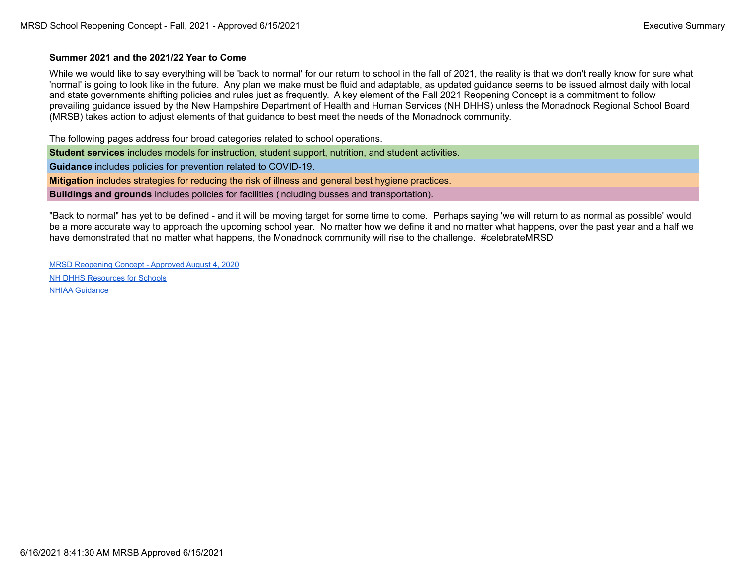### Summer 2021 and the 2021/22 Year to Come

While we would like to say everything will be 'back to normal' for our return to school in the fall of 2021, the reality is that we don't really know for sure what 'normal' is going to look like in the future. Any plan we make must be fluid and adaptable, as updated guidance seems to be issued almost daily with local and state governments shifting policies and rules just as frequently. A key element of the Fall 2021 Reopening Concept is a commitment to follow prevailing guidance issued by the New Hampshire Department of Health and Human Services (NH DHHS) unless the Monadnock Regional School Board (MRSB) takes action to adjust elements of that guidance to best meet the needs of the Monadnock community.

The following pages address four broad categories related to school operations.

**Student services** includes models for instruction, student support, nutrition, and student activities.

**Guidance** includes policies for prevention related to COVID-19.

**Mitigation** includes strategies for reducing the risk of illness and general best hygiene practices.

**Buildings and grounds** includes policies for facilities (including busses and transportation).

"Back to normal" has yet to be defined - and it will be moving target for some time to come. Perhaps saying 'we will return to as normal as possible' would be a more accurate way to approach the upcoming school year. No matter how we define it and no matter what happens, over the past year and a half we have demonstrated that no matter what happens, the Monadnock community will rise to the challenge. #celebrateMRSD

MRSD Reopening Concept - Approved August 4, 2020

NH DHHS Resources for Schools

NHIAA Guidance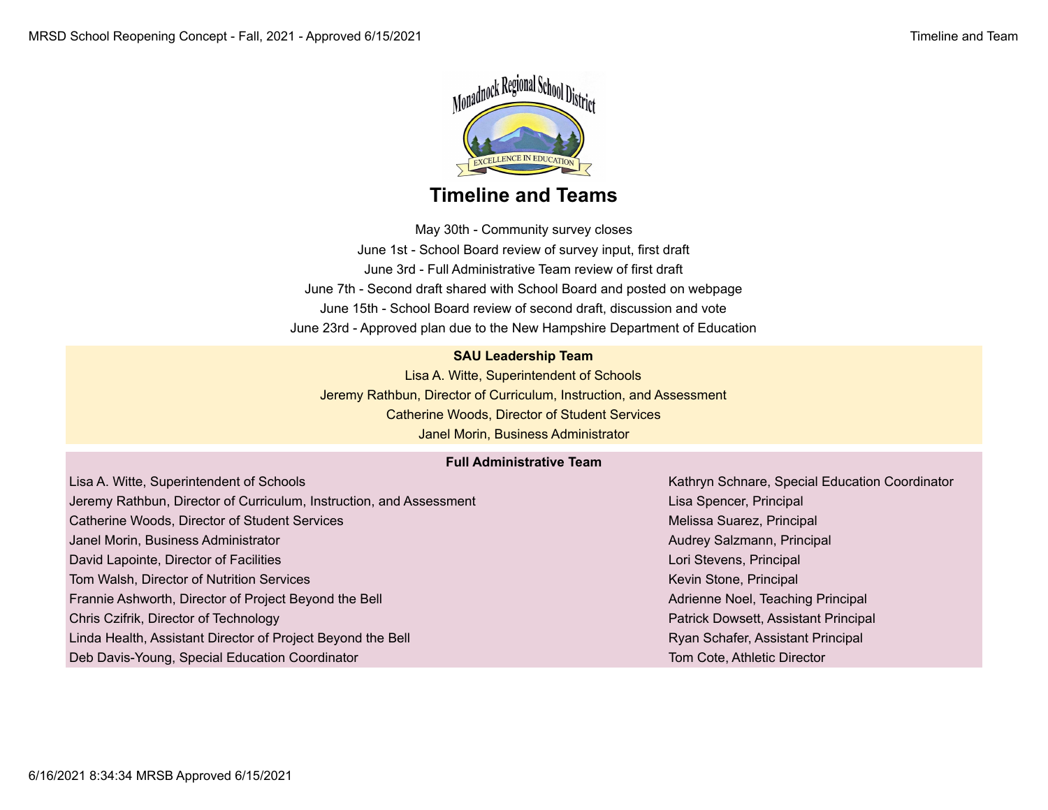# Timeline and Teams

May 30th - Community survey closes

June 1st - School Board review of survey input, first draft

June 3rd - Full Administrative Team review of first draft

June 7th - Second draft shared with School Board and posted on webpage

June 15th - School Board review of second draft, discussion and vote

June 23rd - Approved plan due to the New Hampshire Department of Education

**SAU Leadership Team**

Lisa A. Witte, Superintendent of Schools

Jeremy Rathbun, Director of Curriculum, Instruction, and Assessment

Catherine Woods, Director of Student Services

Janel Morin, Business Administrator

**Full Administrative Team**

Lisa A. Witte, Superintendent of Schools

Jeremy Rathbun, Director of Curriculum, Instruction, and Assessment

Catherine Woods, Director of Student Services

Janel Morin, Business Administrator

David Lapointe, Director of Facilities

Tom Walsh, Director of Nutrition Services

Frannie Ashworth, Director of Project Beyond the Bell

Chris Czifrik, Director of Technology

Linda Health, Assistant Director of Project Beyond the Bell

Deb Davis-Young, Special Education Coordinator

Kathryn Schnare, Special Education Coordinator

Lisa Spencer, Principal

Melissa Suarez, Principal

Audrey Salzmann, Principal

Lori Stevens, Principal

Kevin Stone, Principal

Adrienne Noel, Teaching Principal

Patrick Dowsett, Assistant Principal

Ryan Schafer, Assistant Principal

Tom Cote, Athletic Director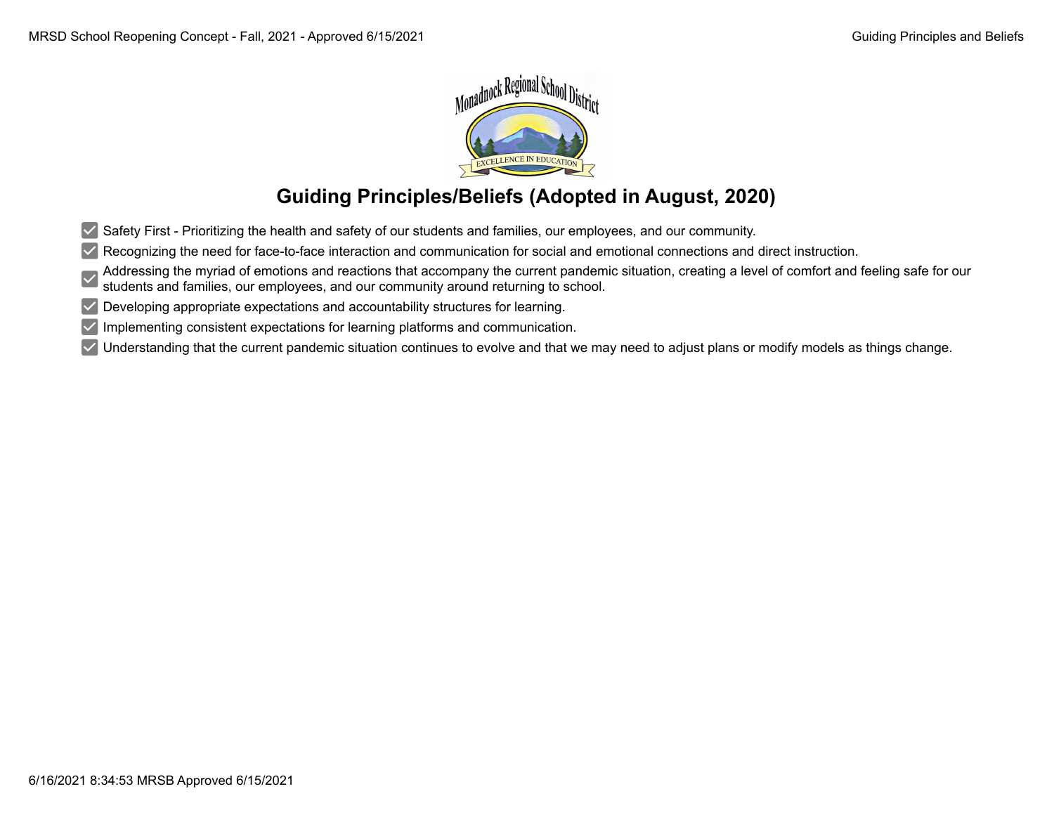## Guiding Principles/Beliefs (Adopted in August, 2020)

- Safety First - Prioritizing the health and safety of our students and families, our employees, and our community.
- Recognizing the need for face-to-face interaction and communication for social and emotional connections and direct instruction.
- Addressing the myriad of emotions and reactions that accompany the current pandemic situation, creating a level of comfort and feeling safe for our students and families, our employees, and our community around returning to school.
- Developing appropriate expectations and accountability structures for learning.
- Implementing consistent expectations for learning platforms and communication.
- Understanding that the current pandemic situation continues to evolve and that we may need to adjust plans or modify models as things change.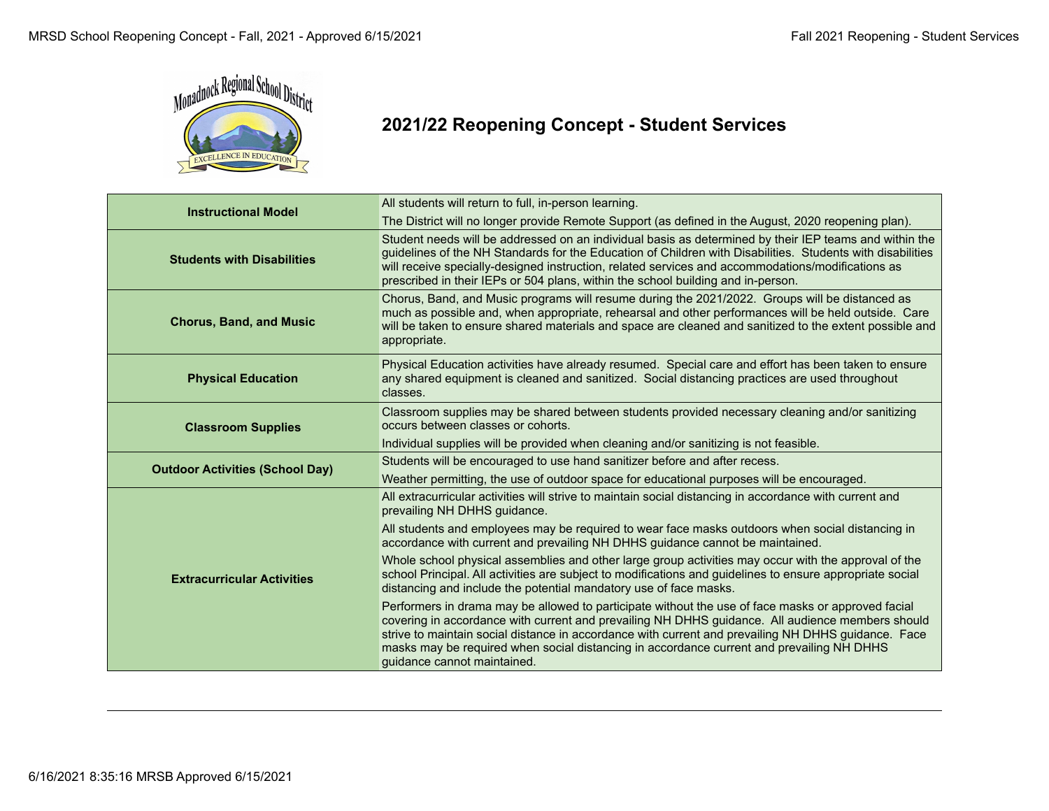## 2021/22 Reopening Concept - Student Services

| | |
|---|---|
| **Instructional Model** | All students will return to full, in-person learning.<br>The District will no longer provide Remote Support (as defined in the August, 2020 reopening plan). |
| **Students with Disabilities** | Student needs will be addressed on an individual basis as determined by their IEP teams and within the guidelines of the NH Standards for the Education of Children with Disabilities. Students with disabilities will receive specially-designed instruction, related services and accommodations/modifications as prescribed in their IEPs or 504 plans, within the school building and in-person. |
| **Chorus, Band, and Music** | Chorus, Band, and Music programs will resume during the 2021/2022. Groups will be distanced as much as possible and, when appropriate, rehearsal and other performances will be held outside. Care will be taken to ensure shared materials and space are cleaned and sanitized to the extent possible and appropriate. |
| **Physical Education** | Physical Education activities have already resumed. Special care and effort has been taken to ensure any shared equipment is cleaned and sanitized. Social distancing practices are used throughout classes. |
| **Classroom Supplies** | Classroom supplies may be shared between students provided necessary cleaning and/or sanitizing occurs between classes or cohorts.<br>Individual supplies will be provided when cleaning and/or sanitizing is not feasible. |
| **Outdoor Activities (School Day)** | Students will be encouraged to use hand sanitizer before and after recess.<br>Weather permitting, the use of outdoor space for educational purposes will be encouraged. |
| **Extracurricular Activities** | All extracurricular activities will strive to maintain social distancing in accordance with current and prevailing NH DHHS guidance.<br>All students and employees may be required to wear face masks outdoors when social distancing in accordance with current and prevailing NH DHHS guidance cannot be maintained.<br>Whole school physical assemblies and other large group activities may occur with the approval of the school Principal. All activities are subject to modifications and guidelines to ensure appropriate social distancing and include the potential mandatory use of face masks.<br>Performers in drama may be allowed to participate without the use of face masks or approved facial covering in accordance with current and prevailing NH DHHS guidance. All audience members should strive to maintain social distance in accordance with current and prevailing NH DHHS guidance. Face masks may be required when social distancing in accordance current and prevailing NH DHHS guidance cannot maintained. |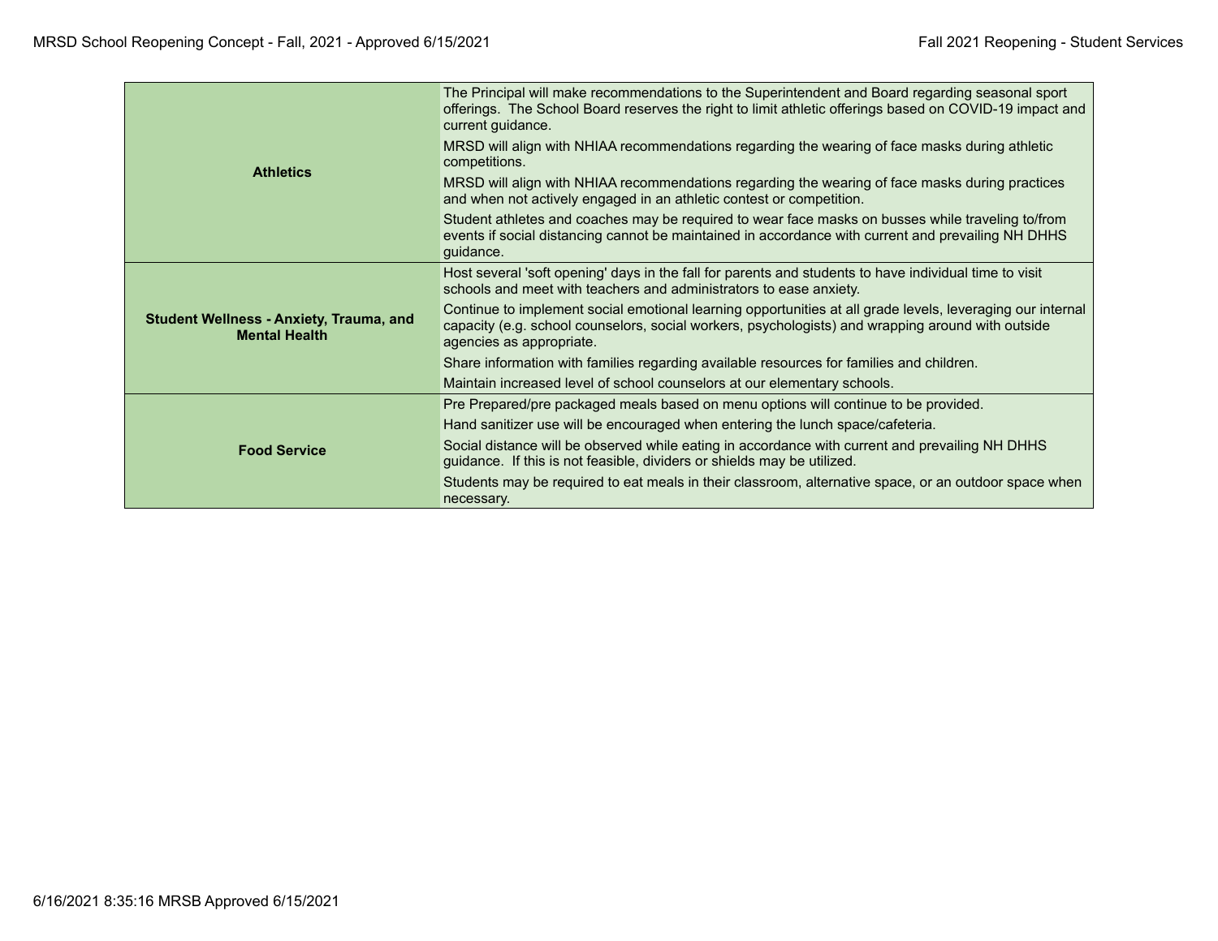| | |
|---|---|
| **Athletics** | The Principal will make recommendations to the Superintendent and Board regarding seasonal sport offerings. The School Board reserves the right to limit athletic offerings based on COVID-19 impact and current guidance. |
| | MRSD will align with NHIAA recommendations regarding the wearing of face masks during athletic competitions. |
| | MRSD will align with NHIAA recommendations regarding the wearing of face masks during practices and when not actively engaged in an athletic contest or competition. |
| | Student athletes and coaches may be required to wear face masks on busses while traveling to/from events if social distancing cannot be maintained in accordance with current and prevailing NH DHHS guidance. |
| **Student Wellness - Anxiety, Trauma, and Mental Health** | Host several 'soft opening' days in the fall for parents and students to have individual time to visit schools and meet with teachers and administrators to ease anxiety. |
| | Continue to implement social emotional learning opportunities at all grade levels, leveraging our internal capacity (e.g. school counselors, social workers, psychologists) and wrapping around with outside agencies as appropriate. |
| | Share information with families regarding available resources for families and children. |
| | Maintain increased level of school counselors at our elementary schools. |
| **Food Service** | Pre Prepared/pre packaged meals based on menu options will continue to be provided. |
| | Hand sanitizer use will be encouraged when entering the lunch space/cafeteria. |
| | Social distance will be observed while eating in accordance with current and prevailing NH DHHS guidance. If this is not feasible, dividers or shields may be utilized. |
| | Students may be required to eat meals in their classroom, alternative space, or an outdoor space when necessary. |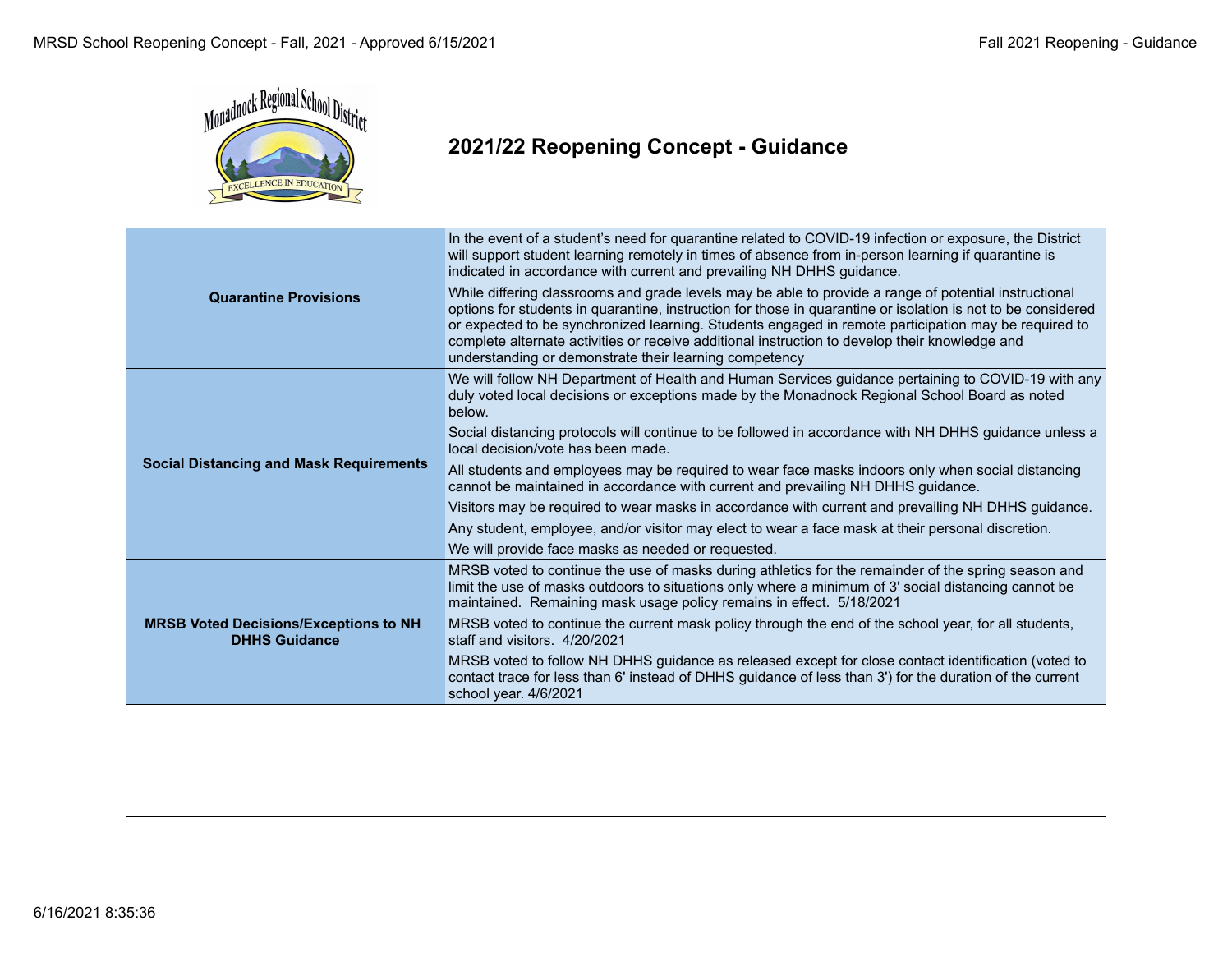# 2021/22 Reopening Concept - Guidance

| | |
|---|---|
| **Quarantine Provisions** | In the event of a student's need for quarantine related to COVID-19 infection or exposure, the District will support student learning remotely in times of absence from in-person learning if quarantine is indicated in accordance with current and prevailing NH DHHS guidance.<br><br>While differing classrooms and grade levels may be able to provide a range of potential instructional options for students in quarantine, instruction for those in quarantine or isolation is not to be considered or expected to be synchronized learning. Students engaged in remote participation may be required to complete alternate activities or receive additional instruction to develop their knowledge and understanding or demonstrate their learning competency |
| **Social Distancing and Mask Requirements** | We will follow NH Department of Health and Human Services guidance pertaining to COVID-19 with any duly voted local decisions or exceptions made by the Monadnock Regional School Board as noted below.<br><br>Social distancing protocols will continue to be followed in accordance with NH DHHS guidance unless a local decision/vote has been made.<br><br>All students and employees may be required to wear face masks indoors only when social distancing cannot be maintained in accordance with current and prevailing NH DHHS guidance.<br><br>Visitors may be required to wear masks in accordance with current and prevailing NH DHHS guidance.<br><br>Any student, employee, and/or visitor may elect to wear a face mask at their personal discretion.<br><br>We will provide face masks as needed or requested. |
| **MRSB Voted Decisions/Exceptions to NH DHHS Guidance** | MRSB voted to continue the use of masks during athletics for the remainder of the spring season and limit the use of masks outdoors to situations only where a minimum of 3' social distancing cannot be maintained. Remaining mask usage policy remains in effect. 5/18/2021<br><br>MRSB voted to continue the current mask policy through the end of the school year, for all students, staff and visitors. 4/20/2021<br><br>MRSB voted to follow NH DHHS guidance as released except for close contact identification (voted to contact trace for less than 6' instead of DHHS guidance of less than 3') for the duration of the current school year. 4/6/2021 |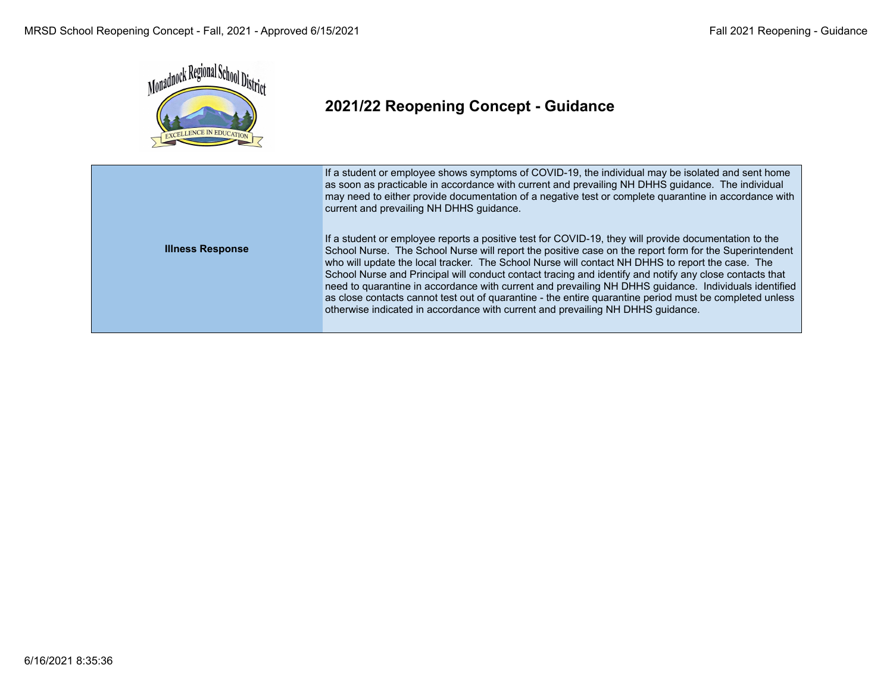# 2021/22 Reopening Concept - Guidance

| | |
|---|---|
| **Illness Response** | If a student or employee shows symptoms of COVID-19, the individual may be isolated and sent home as soon as practicable in accordance with current and prevailing NH DHHS guidance. The individual may need to either provide documentation of a negative test or complete quarantine in accordance with current and prevailing NH DHHS guidance.<br><br>If a student or employee reports a positive test for COVID-19, they will provide documentation to the School Nurse. The School Nurse will report the positive case on the report form for the Superintendent who will update the local tracker. The School Nurse will contact NH DHHS to report the case. The School Nurse and Principal will conduct contact tracing and identify and notify any close contacts that need to quarantine in accordance with current and prevailing NH DHHS guidance. Individuals identified as close contacts cannot test out of quarantine - the entire quarantine period must be completed unless otherwise indicated in accordance with current and prevailing NH DHHS guidance. |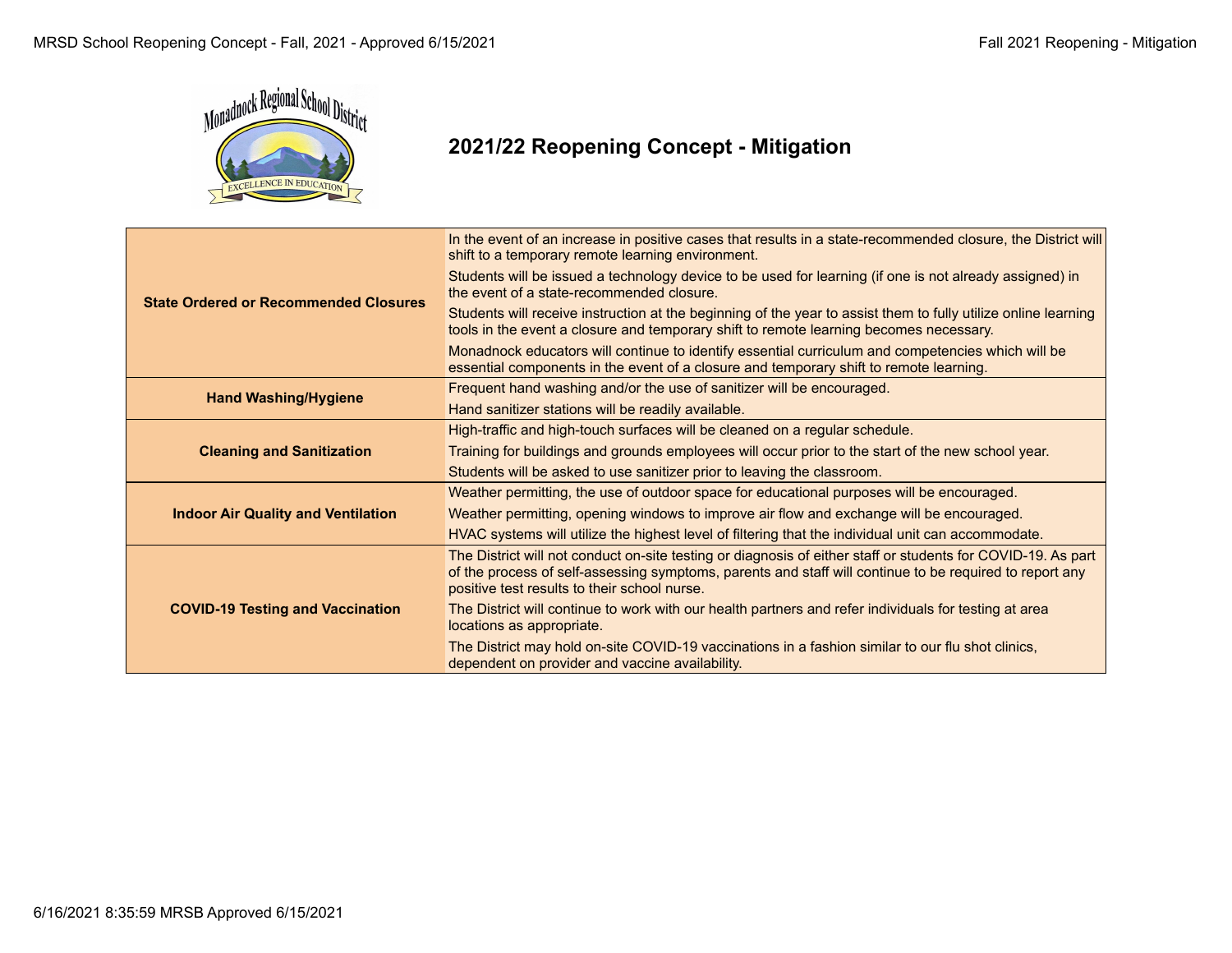# 2021/22 Reopening Concept - Mitigation

| | |
|---|---|
| **State Ordered or Recommended Closures** | In the event of an increase in positive cases that results in a state-recommended closure, the District will shift to a temporary remote learning environment.<br>Students will be issued a technology device to be used for learning (if one is not already assigned) in the event of a state-recommended closure.<br>Students will receive instruction at the beginning of the year to assist them to fully utilize online learning tools in the event a closure and temporary shift to remote learning becomes necessary.<br>Monadnock educators will continue to identify essential curriculum and competencies which will be essential components in the event of a closure and temporary shift to remote learning. |
| **Hand Washing/Hygiene** | Frequent hand washing and/or the use of sanitizer will be encouraged.<br>Hand sanitizer stations will be readily available. |
| **Cleaning and Sanitization** | High-traffic and high-touch surfaces will be cleaned on a regular schedule.<br>Training for buildings and grounds employees will occur prior to the start of the new school year.<br>Students will be asked to use sanitizer prior to leaving the classroom. |
| **Indoor Air Quality and Ventilation** | Weather permitting, the use of outdoor space for educational purposes will be encouraged.<br>Weather permitting, opening windows to improve air flow and exchange will be encouraged.<br>HVAC systems will utilize the highest level of filtering that the individual unit can accommodate. |
| **COVID-19 Testing and Vaccination** | The District will not conduct on-site testing or diagnosis of either staff or students for COVID-19. As part of the process of self-assessing symptoms, parents and staff will continue to be required to report any positive test results to their school nurse.<br>The District will continue to work with our health partners and refer individuals for testing at area locations as appropriate.<br>The District may hold on-site COVID-19 vaccinations in a fashion similar to our flu shot clinics, dependent on provider and vaccine availability. |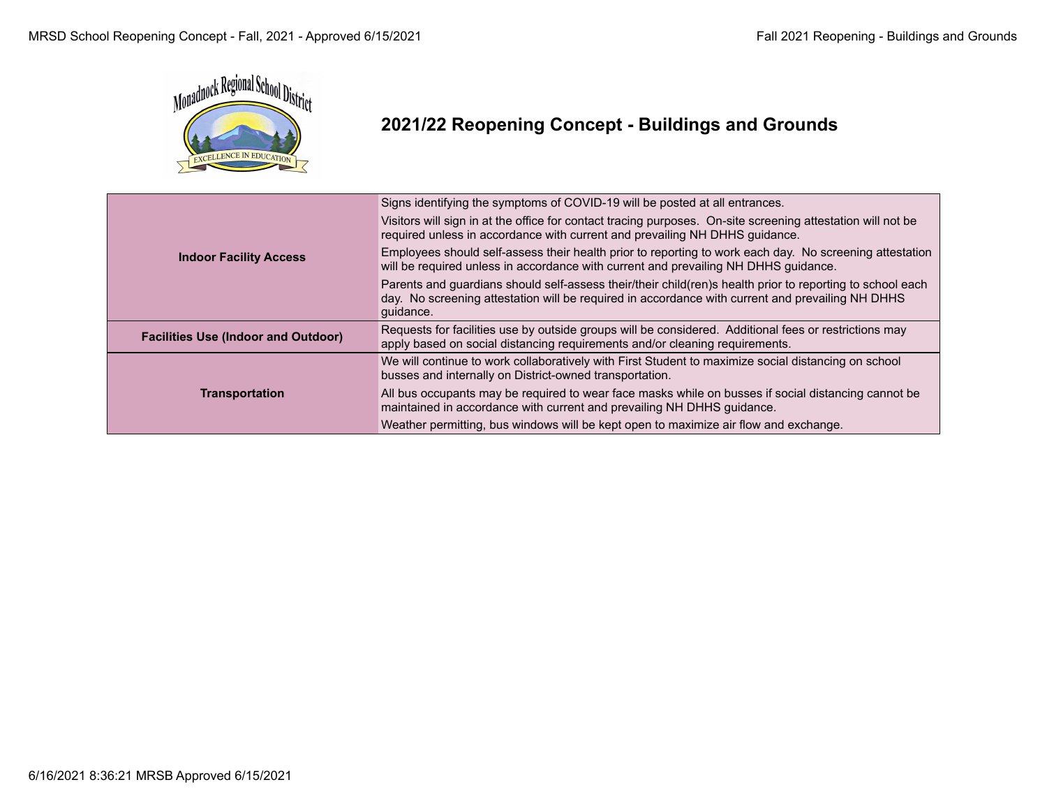# 2021/22 Reopening Concept - Buildings and Grounds

| | |
|---|---|
| **Indoor Facility Access** | Signs identifying the symptoms of COVID-19 will be posted at all entrances.<br>Visitors will sign in at the office for contact tracing purposes. On-site screening attestation will not be required unless in accordance with current and prevailing NH DHHS guidance.<br>Employees should self-assess their health prior to reporting to work each day. No screening attestation will be required unless in accordance with current and prevailing NH DHHS guidance.<br>Parents and guardians should self-assess their/their child(ren)s health prior to reporting to school each day. No screening attestation will be required in accordance with current and prevailing NH DHHS guidance. |
| **Facilities Use (Indoor and Outdoor)** | Requests for facilities use by outside groups will be considered. Additional fees or restrictions may apply based on social distancing requirements and/or cleaning requirements. |
| **Transportation** | We will continue to work collaboratively with First Student to maximize social distancing on school busses and internally on District-owned transportation.<br>All bus occupants may be required to wear face masks while on busses if social distancing cannot be maintained in accordance with current and prevailing NH DHHS guidance.<br>Weather permitting, bus windows will be kept open to maximize air flow and exchange. |

6/16/2021 8:36:21 MRSB Approved 6/15/2021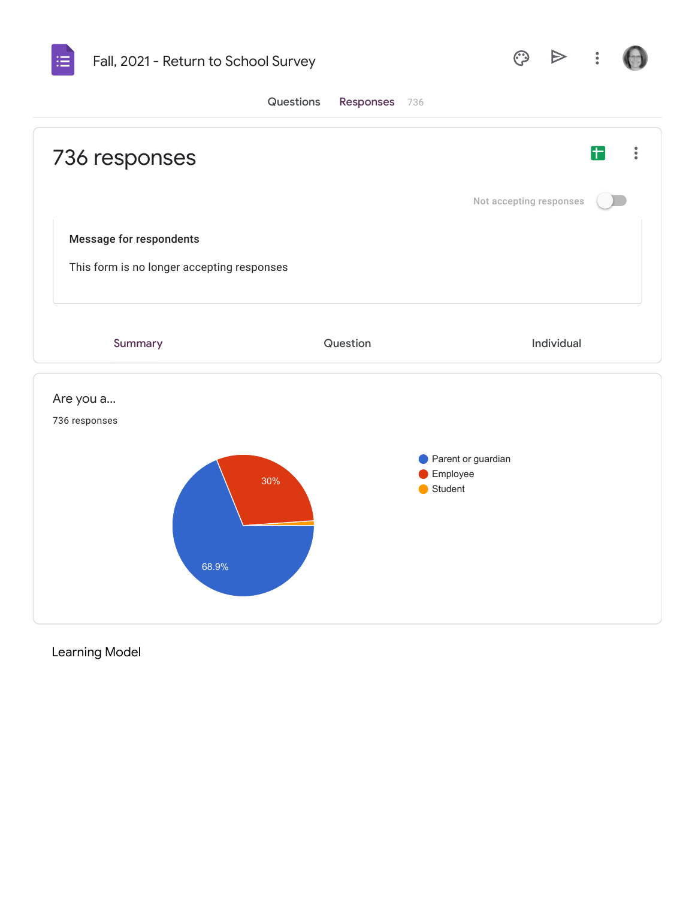# Fall, 2021 - Return to School Survey

Questions Responses 736

## 736 responses

Not accepting responses

**Message for respondents**

This form is no longer accepting responses

Summary Question Individual

### Are you a...

736 responses

30%

68.9%

Parent or guardian

Employee

Student

### Learning Model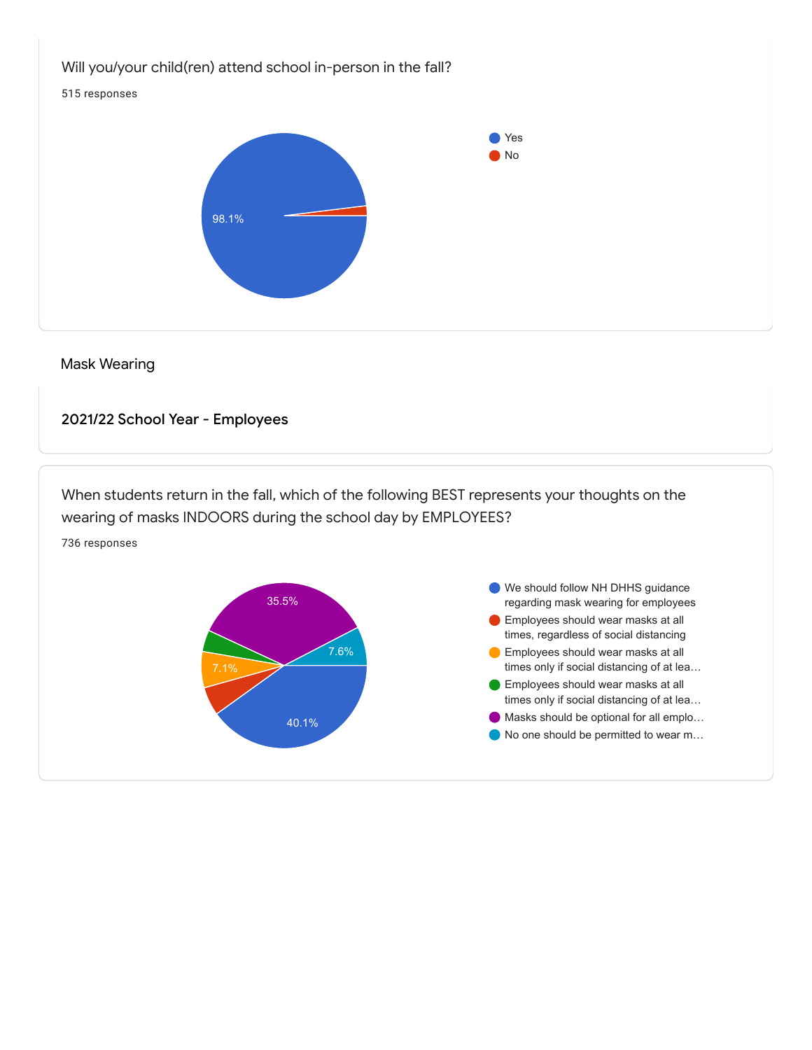Will you/your child(ren) attend school in-person in the fall?

515 responses

98.1%

Yes

No

Mask Wearing

**2021/22 School Year - Employees**

When students return in the fall, which of the following BEST represents your thoughts on the wearing of masks INDOORS during the school day by EMPLOYEES?

736 responses

35.5%

7.6%

7.1%

40.1%

We should follow NH DHHS guidance regarding mask wearing for employees

Employees should wear masks at all times, regardless of social distancing

Employees should wear masks at all times only if social distancing of at lea…

Employees should wear masks at all times only if social distancing of at lea…

Masks should be optional for all emplo…

No one should be permitted to wear m…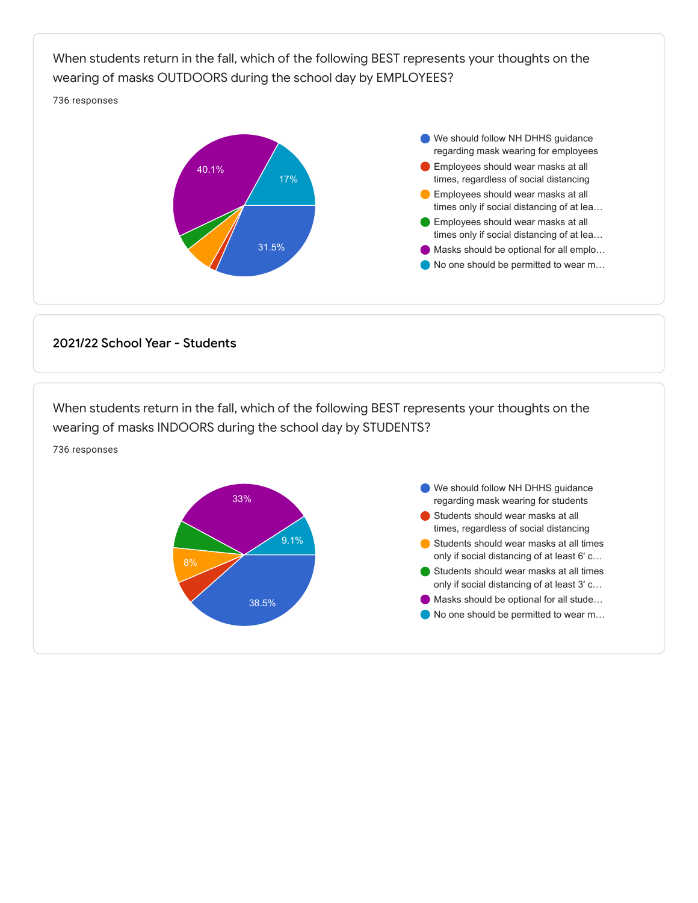When students return in the fall, which of the following BEST represents your thoughts on the wearing of masks OUTDOORS during the school day by EMPLOYEES?

736 responses

40.1%
17%
31.5%

- We should follow NH DHHS guidance regarding mask wearing for employees
- Employees should wear masks at all times, regardless of social distancing
- Employees should wear masks at all times only if social distancing of at lea…
- Employees should wear masks at all times only if social distancing of at lea…
- Masks should be optional for all emplo…
- No one should be permitted to wear m…

## 2021/22 School Year - Students

When students return in the fall, which of the following BEST represents your thoughts on the wearing of masks INDOORS during the school day by STUDENTS?

736 responses

33%
9.1%
8%
38.5%

- We should follow NH DHHS guidance regarding mask wearing for students
- Students should wear masks at all times, regardless of social distancing
- Students should wear masks at all times only if social distancing of at least 6' c…
- Students should wear masks at all times only if social distancing of at least 3' c…
- Masks should be optional for all stude…
- No one should be permitted to wear m…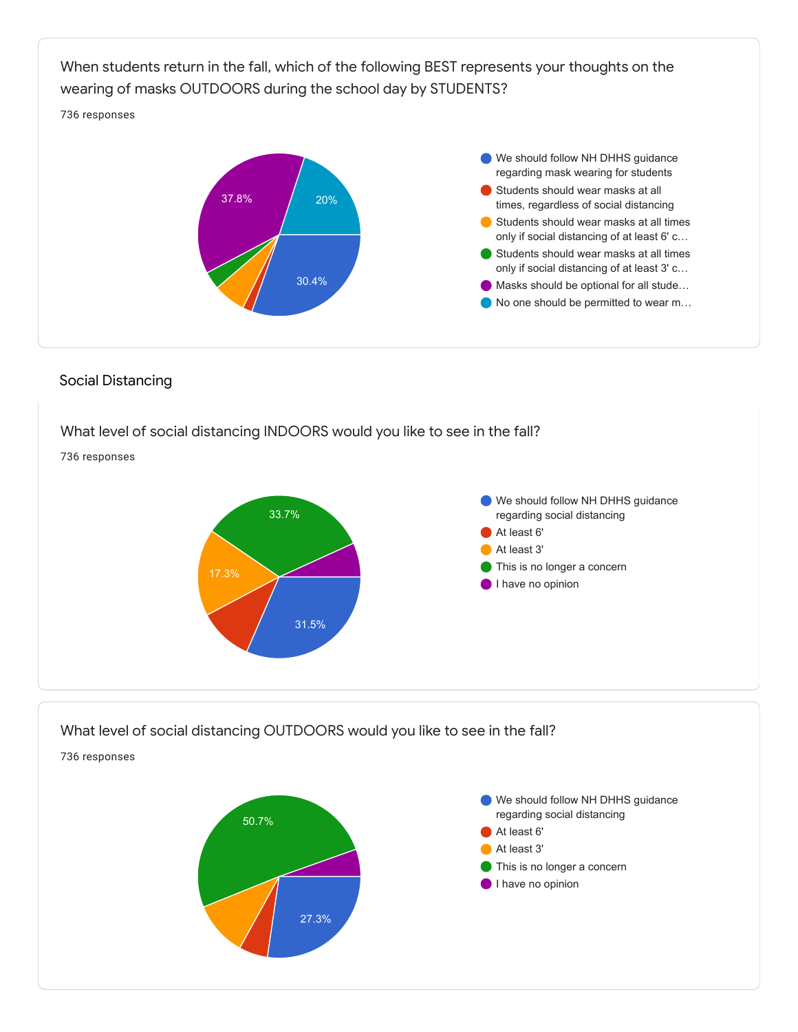When students return in the fall, which of the following BEST represents your thoughts on the wearing of masks OUTDOORS during the school day by STUDENTS?

736 responses

37.8%
20%
30.4%

- We should follow NH DHHS guidance regarding mask wearing for students
- Students should wear masks at all times, regardless of social distancing
- Students should wear masks at all times only if social distancing of at least 6' c…
- Students should wear masks at all times only if social distancing of at least 3' c…
- Masks should be optional for all stude…
- No one should be permitted to wear m…

## Social Distancing

What level of social distancing INDOORS would you like to see in the fall?

736 responses

33.7%
17.3%
31.5%

- We should follow NH DHHS guidance regarding social distancing
- At least 6'
- At least 3'
- This is no longer a concern
- I have no opinion

What level of social distancing OUTDOORS would you like to see in the fall?

736 responses

50.7%
27.3%

- We should follow NH DHHS guidance regarding social distancing
- At least 6'
- At least 3'
- This is no longer a concern
- I have no opinion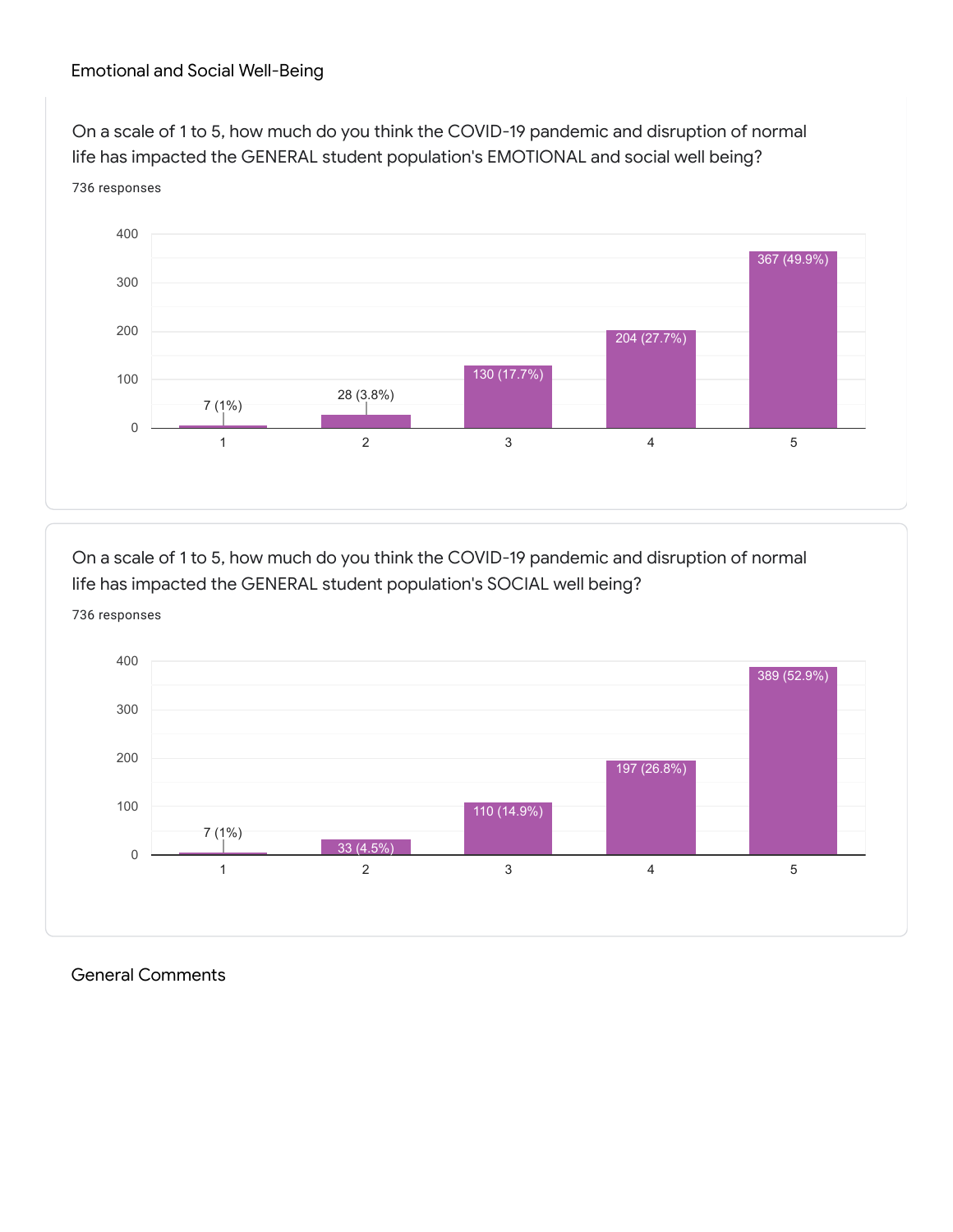## Emotional and Social Well-Being

On a scale of 1 to 5, how much do you think the COVID-19 pandemic and disruption of normal life has impacted the GENERAL student population's EMOTIONAL and social well being?

736 responses

| Rating | Responses |
| --- | --- |
| 1 | 7 (1%) |
| 2 | 28 (3.8%) |
| 3 | 130 (17.7%) |
| 4 | 204 (27.7%) |
| 5 | 367 (49.9%) |

On a scale of 1 to 5, how much do you think the COVID-19 pandemic and disruption of normal life has impacted the GENERAL student population's SOCIAL well being?

736 responses

| Rating | Responses |
| --- | --- |
| 1 | 7 (1%) |
| 2 | 33 (4.5%) |
| 3 | 110 (14.9%) |
| 4 | 197 (26.8%) |
| 5 | 389 (52.9%) |

## General Comments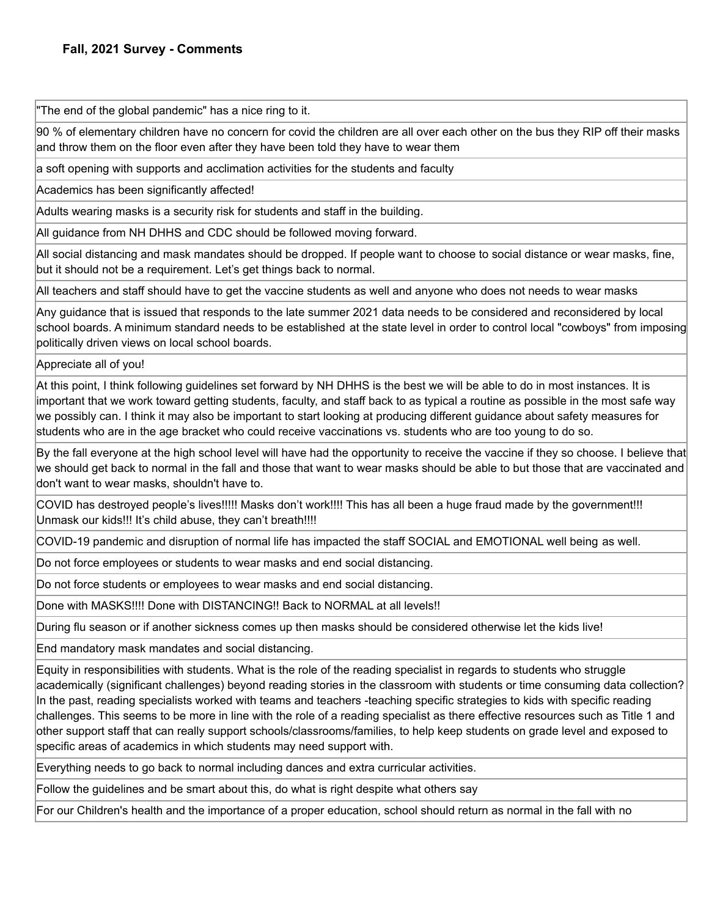### Fall, 2021 Survey - Comments

| |
|---|
| "The end of the global pandemic" has a nice ring to it. |
| 90 % of elementary children have no concern for covid the children are all over each other on the bus they RIP off their masks and throw them on the floor even after they have been told they have to wear them |
| a soft opening with supports and acclimation activities for the students and faculty |
| Academics has been significantly affected! |
| Adults wearing masks is a security risk for students and staff in the building. |
| All guidance from NH DHHS and CDC should be followed moving forward. |
| All social distancing and mask mandates should be dropped. If people want to choose to social distance or wear masks, fine, but it should not be a requirement. Let's get things back to normal. |
| All teachers and staff should have to get the vaccine students as well and anyone who does not needs to wear masks |
| Any guidance that is issued that responds to the late summer 2021 data needs to be considered and reconsidered by local school boards. A minimum standard needs to be established at the state level in order to control local "cowboys" from imposing politically driven views on local school boards. |
| Appreciate all of you! |
| At this point, I think following guidelines set forward by NH DHHS is the best we will be able to do in most instances. It is important that we work toward getting students, faculty, and staff back to as typical a routine as possible in the most safe way we possibly can. I think it may also be important to start looking at producing different guidance about safety measures for students who are in the age bracket who could receive vaccinations vs. students who are too young to do so. |
| By the fall everyone at the high school level will have had the opportunity to receive the vaccine if they so choose. I believe that we should get back to normal in the fall and those that want to wear masks should be able to but those that are vaccinated and don't want to wear masks, shouldn't have to. |
| COVID has destroyed people's lives!!!!! Masks don't work!!!! This has all been a huge fraud made by the government!!! Unmask our kids!!! It's child abuse, they can't breath!!!! |
| COVID-19 pandemic and disruption of normal life has impacted the staff SOCIAL and EMOTIONAL well being as well. |
| Do not force employees or students to wear masks and end social distancing. |
| Do not force students or employees to wear masks and end social distancing. |
| Done with MASKS!!!! Done with DISTANCING!! Back to NORMAL at all levels!! |
| During flu season or if another sickness comes up then masks should be considered otherwise let the kids live! |
| End mandatory mask mandates and social distancing. |
| Equity in responsibilities with students. What is the role of the reading specialist in regards to students who struggle academically (significant challenges) beyond reading stories in the classroom with students or time consuming data collection? In the past, reading specialists worked with teams and teachers -teaching specific strategies to kids with specific reading challenges. This seems to be more in line with the role of a reading specialist as there effective resources such as Title 1 and other support staff that can really support schools/classrooms/families, to help keep students on grade level and exposed to specific areas of academics in which students may need support with. |
| Everything needs to go back to normal including dances and extra curricular activities. |
| Follow the guidelines and be smart about this, do what is right despite what others say |
| For our Children's health and the importance of a proper education, school should return as normal in the fall with no |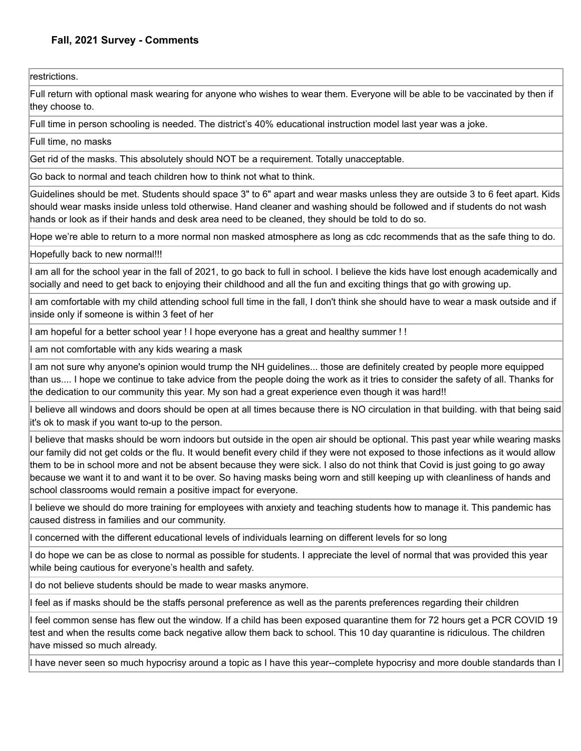### Fall, 2021 Survey - Comments

| |
|---|
| restrictions. |
| Full return with optional mask wearing for anyone who wishes to wear them. Everyone will be able to be vaccinated by then if they choose to. |
| Full time in person schooling is needed. The district's 40% educational instruction model last year was a joke. |
| Full time, no masks |
| Get rid of the masks. This absolutely should NOT be a requirement. Totally unacceptable. |
| Go back to normal and teach children how to think not what to think. |
| Guidelines should be met. Students should space 3" to 6" apart and wear masks unless they are outside 3 to 6 feet apart. Kids should wear masks inside unless told otherwise. Hand cleaner and washing should be followed and if students do not wash hands or look as if their hands and desk area need to be cleaned, they should be told to do so. |
| Hope we're able to return to a more normal non masked atmosphere as long as cdc recommends that as the safe thing to do. |
| Hopefully back to new normal!!! |
| I am all for the school year in the fall of 2021, to go back to full in school. I believe the kids have lost enough academically and socially and need to get back to enjoying their childhood and all the fun and exciting things that go with growing up. |
| I am comfortable with my child attending school full time in the fall, I don't think she should have to wear a mask outside and if inside only if someone is within 3 feet of her |
| I am hopeful for a better school year ! I hope everyone has a great and healthy summer ! ! |
| I am not comfortable with any kids wearing a mask |
| I am not sure why anyone's opinion would trump the NH guidelines... those are definitely created by people more equipped than us.... I hope we continue to take advice from the people doing the work as it tries to consider the safety of all. Thanks for the dedication to our community this year. My son had a great experience even though it was hard!! |
| I believe all windows and doors should be open at all times because there is NO circulation in that building. with that being said it's ok to mask if you want to-up to the person. |
| I believe that masks should be worn indoors but outside in the open air should be optional. This past year while wearing masks our family did not get colds or the flu. It would benefit every child if they were not exposed to those infections as it would allow them to be in school more and not be absent because they were sick. I also do not think that Covid is just going to go away because we want it to and want it to be over. So having masks being worn and still keeping up with cleanliness of hands and school classrooms would remain a positive impact for everyone. |
| I believe we should do more training for employees with anxiety and teaching students how to manage it. This pandemic has caused distress in families and our community. |
| I concerned with the different educational levels of individuals learning on different levels for so long |
| I do hope we can be as close to normal as possible for students. I appreciate the level of normal that was provided this year while being cautious for everyone's health and safety. |
| I do not believe students should be made to wear masks anymore. |
| I feel as if masks should be the staffs personal preference as well as the parents preferences regarding their children |
| I feel common sense has flew out the window. If a child has been exposed quarantine them for 72 hours get a PCR COVID 19 test and when the results come back negative allow them back to school. This 10 day quarantine is ridiculous. The children have missed so much already. |
| I have never seen so much hypocrisy around a topic as I have this year--complete hypocrisy and more double standards than I |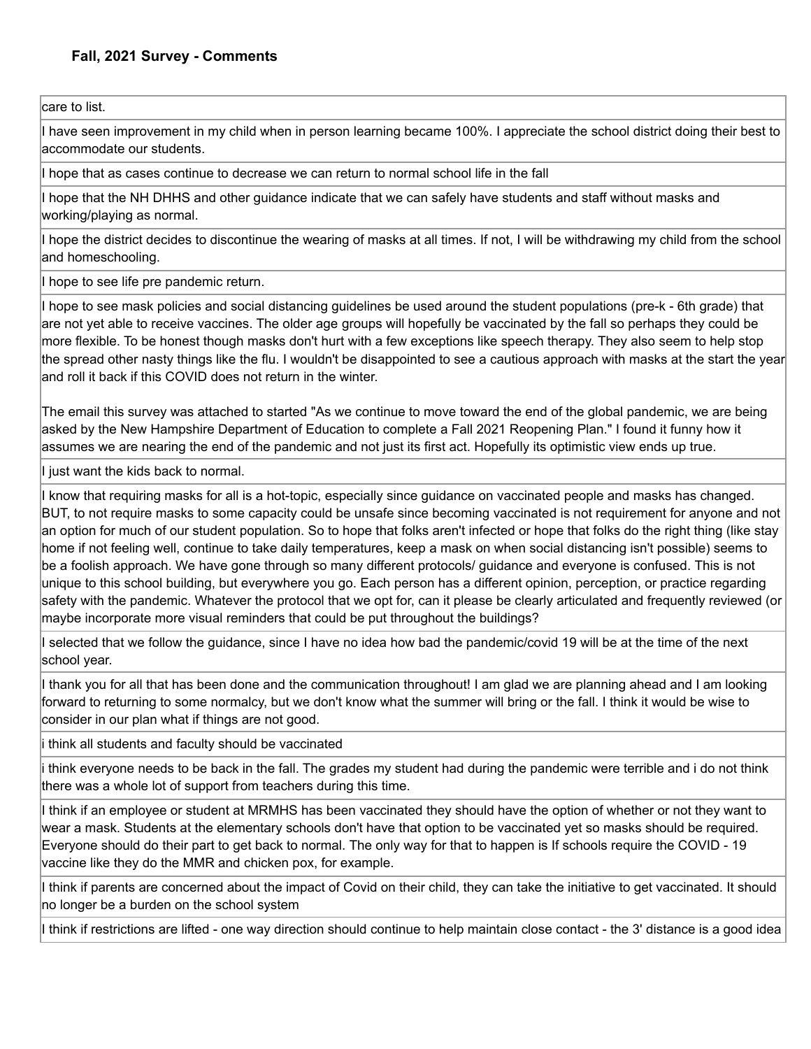### Fall, 2021 Survey - Comments

| |
|---|
| care to list. |
| I have seen improvement in my child when in person learning became 100%. I appreciate the school district doing their best to accommodate our students. |
| I hope that as cases continue to decrease we can return to normal school life in the fall |
| I hope that the NH DHHS and other guidance indicate that we can safely have students and staff without masks and working/playing as normal. |
| I hope the district decides to discontinue the wearing of masks at all times. If not, I will be withdrawing my child from the school and homeschooling. |
| I hope to see life pre pandemic return. |
| I hope to see mask policies and social distancing guidelines be used around the student populations (pre-k - 6th grade) that are not yet able to receive vaccines. The older age groups will hopefully be vaccinated by the fall so perhaps they could be more flexible. To be honest though masks don't hurt with a few exceptions like speech therapy. They also seem to help stop the spread other nasty things like the flu. I wouldn't be disappointed to see a cautious approach with masks at the start the year and roll it back if this COVID does not return in the winter.<br><br>The email this survey was attached to started "As we continue to move toward the end of the global pandemic, we are being asked by the New Hampshire Department of Education to complete a Fall 2021 Reopening Plan." I found it funny how it assumes we are nearing the end of the pandemic and not just its first act. Hopefully its optimistic view ends up true. |
| I just want the kids back to normal. |
| I know that requiring masks for all is a hot-topic, especially since guidance on vaccinated people and masks has changed. BUT, to not require masks to some capacity could be unsafe since becoming vaccinated is not requirement for anyone and not an option for much of our student population. So to hope that folks aren't infected or hope that folks do the right thing (like stay home if not feeling well, continue to take daily temperatures, keep a mask on when social distancing isn't possible) seems to be a foolish approach. We have gone through so many different protocols/ guidance and everyone is confused. This is not unique to this school building, but everywhere you go. Each person has a different opinion, perception, or practice regarding safety with the pandemic. Whatever the protocol that we opt for, can it please be clearly articulated and frequently reviewed (or maybe incorporate more visual reminders that could be put throughout the buildings? |
| I selected that we follow the guidance, since I have no idea how bad the pandemic/covid 19 will be at the time of the next school year. |
| I thank you for all that has been done and the communication throughout! I am glad we are planning ahead and I am looking forward to returning to some normalcy, but we don't know what the summer will bring or the fall. I think it would be wise to consider in our plan what if things are not good. |
| i think all students and faculty should be vaccinated |
| i think everyone needs to be back in the fall. The grades my student had during the pandemic were terrible and i do not think there was a whole lot of support from teachers during this time. |
| I think if an employee or student at MRMHS has been vaccinated they should have the option of whether or not they want to wear a mask. Students at the elementary schools don't have that option to be vaccinated yet so masks should be required. Everyone should do their part to get back to normal. The only way for that to happen is If schools require the COVID - 19 vaccine like they do the MMR and chicken pox, for example. |
| I think if parents are concerned about the impact of Covid on their child, they can take the initiative to get vaccinated. It should no longer be a burden on the school system |
| I think if restrictions are lifted - one way direction should continue to help maintain close contact - the 3' distance is a good idea |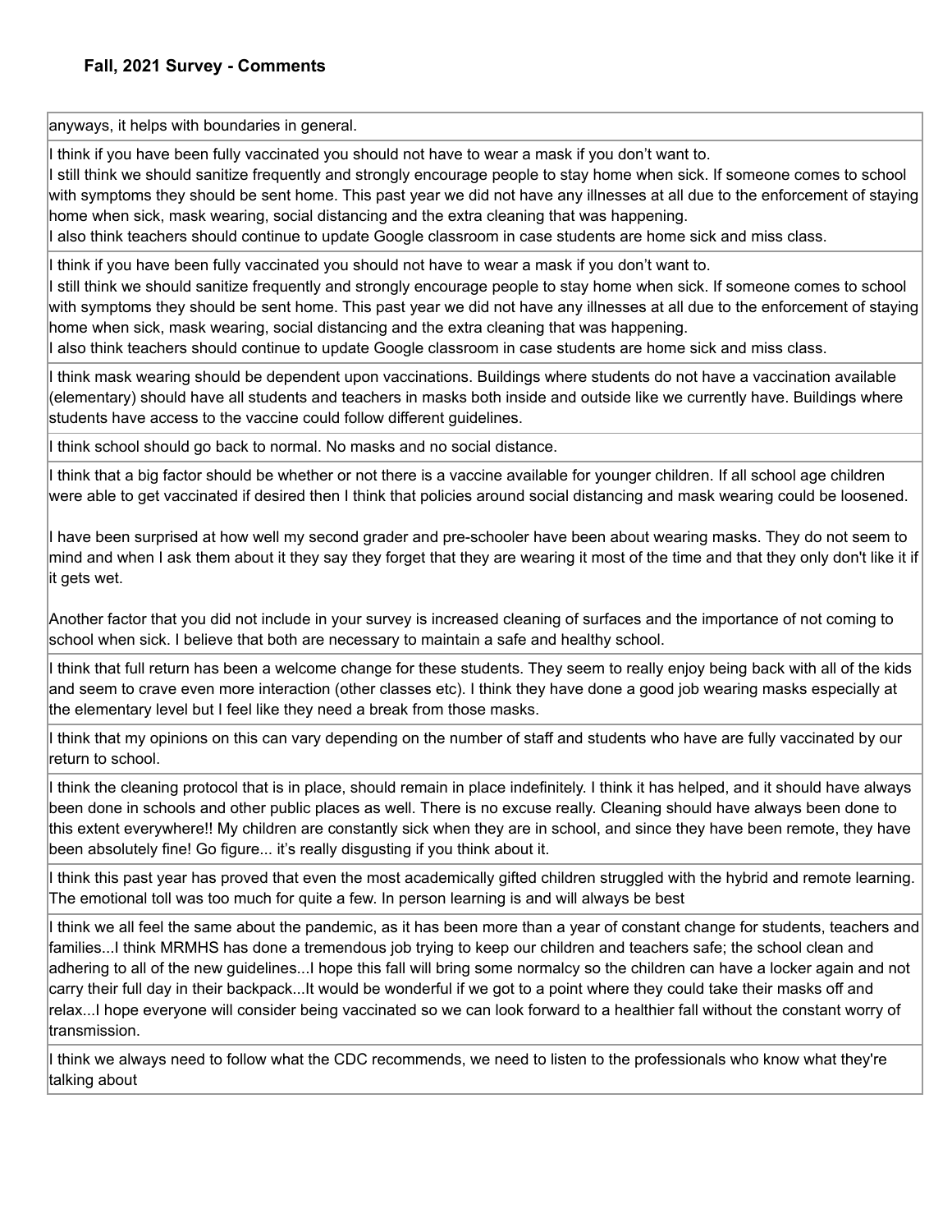**Fall, 2021 Survey - Comments**

| |
|---|
| anyways, it helps with boundaries in general. |
| I think if you have been fully vaccinated you should not have to wear a mask if you don't want to.<br>I still think we should sanitize frequently and strongly encourage people to stay home when sick. If someone comes to school with symptoms they should be sent home. This past year we did not have any illnesses at all due to the enforcement of staying home when sick, mask wearing, social distancing and the extra cleaning that was happening.<br>I also think teachers should continue to update Google classroom in case students are home sick and miss class. |
| I think if you have been fully vaccinated you should not have to wear a mask if you don't want to.<br>I still think we should sanitize frequently and strongly encourage people to stay home when sick. If someone comes to school with symptoms they should be sent home. This past year we did not have any illnesses at all due to the enforcement of staying home when sick, mask wearing, social distancing and the extra cleaning that was happening.<br>I also think teachers should continue to update Google classroom in case students are home sick and miss class. |
| I think mask wearing should be dependent upon vaccinations. Buildings where students do not have a vaccination available (elementary) should have all students and teachers in masks both inside and outside like we currently have. Buildings where students have access to the vaccine could follow different guidelines. |
| I think school should go back to normal. No masks and no social distance. |
| I think that a big factor should be whether or not there is a vaccine available for younger children. If all school age children were able to get vaccinated if desired then I think that policies around social distancing and mask wearing could be loosened.<br><br>I have been surprised at how well my second grader and pre-schooler have been about wearing masks. They do not seem to mind and when I ask them about it they say they forget that they are wearing it most of the time and that they only don't like it if it gets wet.<br><br>Another factor that you did not include in your survey is increased cleaning of surfaces and the importance of not coming to school when sick. I believe that both are necessary to maintain a safe and healthy school. |
| I think that full return has been a welcome change for these students. They seem to really enjoy being back with all of the kids and seem to crave even more interaction (other classes etc). I think they have done a good job wearing masks especially at the elementary level but I feel like they need a break from those masks. |
| I think that my opinions on this can vary depending on the number of staff and students who have are fully vaccinated by our return to school. |
| I think the cleaning protocol that is in place, should remain in place indefinitely. I think it has helped, and it should have always been done in schools and other public places as well. There is no excuse really. Cleaning should have always been done to this extent everywhere!! My children are constantly sick when they are in school, and since they have been remote, they have been absolutely fine! Go figure... it's really disgusting if you think about it. |
| I think this past year has proved that even the most academically gifted children struggled with the hybrid and remote learning. The emotional toll was too much for quite a few. In person learning is and will always be best |
| I think we all feel the same about the pandemic, as it has been more than a year of constant change for students, teachers and families...I think MRMHS has done a tremendous job trying to keep our children and teachers safe; the school clean and adhering to all of the new guidelines...I hope this fall will bring some normalcy so the children can have a locker again and not carry their full day in their backpack...It would be wonderful if we got to a point where they could take their masks off and relax...I hope everyone will consider being vaccinated so we can look forward to a healthier fall without the constant worry of transmission. |
| I think we always need to follow what the CDC recommends, we need to listen to the professionals who know what they're talking about |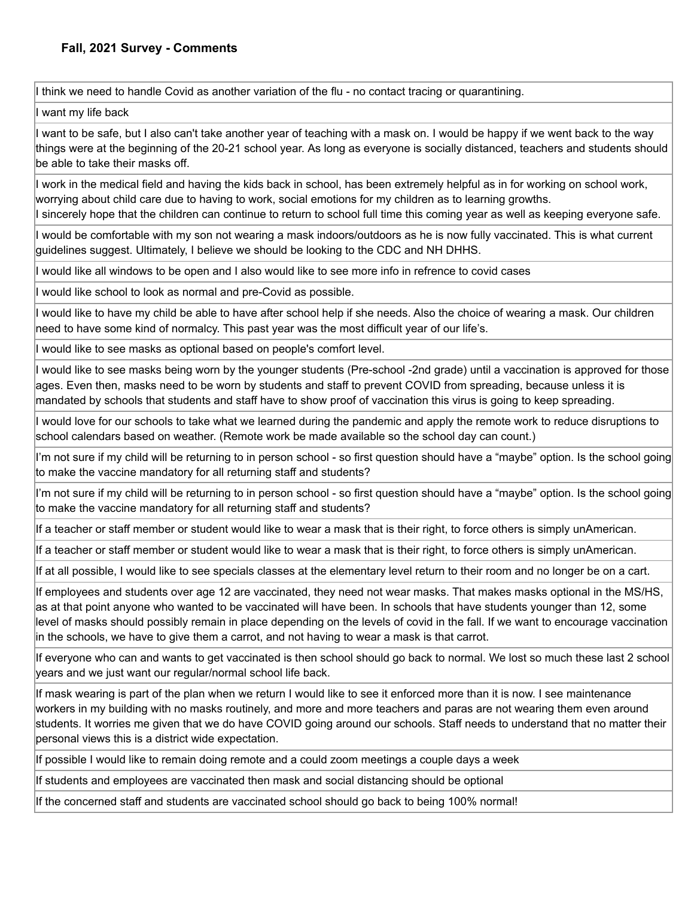#### Fall, 2021 Survey - Comments

| |
|---|
| I think we need to handle Covid as another variation of the flu - no contact tracing or quarantining. |
| I want my life back |
| I want to be safe, but I also can't take another year of teaching with a mask on. I would be happy if we went back to the way things were at the beginning of the 20-21 school year. As long as everyone is socially distanced, teachers and students should be able to take their masks off. |
| I work in the medical field and having the kids back in school, has been extremely helpful as in for working on school work, worrying about child care due to having to work, social emotions for my children as to learning growths.<br>I sincerely hope that the children can continue to return to school full time this coming year as well as keeping everyone safe. |
| I would be comfortable with my son not wearing a mask indoors/outdoors as he is now fully vaccinated. This is what current guidelines suggest. Ultimately, I believe we should be looking to the CDC and NH DHHS. |
| I would like all windows to be open and I also would like to see more info in refrence to covid cases |
| I would like school to look as normal and pre-Covid as possible. |
| I would like to have my child be able to have after school help if she needs. Also the choice of wearing a mask. Our children need to have some kind of normalcy. This past year was the most difficult year of our life's. |
| I would like to see masks as optional based on people's comfort level. |
| I would like to see masks being worn by the younger students (Pre-school -2nd grade) until a vaccination is approved for those ages. Even then, masks need to be worn by students and staff to prevent COVID from spreading, because unless it is mandated by schools that students and staff have to show proof of vaccination this virus is going to keep spreading. |
| I would love for our schools to take what we learned during the pandemic and apply the remote work to reduce disruptions to school calendars based on weather. (Remote work be made available so the school day can count.) |
| I'm not sure if my child will be returning to in person school - so first question should have a "maybe" option. Is the school going to make the vaccine mandatory for all returning staff and students? |
| I'm not sure if my child will be returning to in person school - so first question should have a "maybe" option. Is the school going to make the vaccine mandatory for all returning staff and students? |
| If a teacher or staff member or student would like to wear a mask that is their right, to force others is simply unAmerican. |
| If a teacher or staff member or student would like to wear a mask that is their right, to force others is simply unAmerican. |
| If at all possible, I would like to see specials classes at the elementary level return to their room and no longer be on a cart. |
| If employees and students over age 12 are vaccinated, they need not wear masks. That makes masks optional in the MS/HS, as at that point anyone who wanted to be vaccinated will have been. In schools that have students younger than 12, some level of masks should possibly remain in place depending on the levels of covid in the fall. If we want to encourage vaccination in the schools, we have to give them a carrot, and not having to wear a mask is that carrot. |
| If everyone who can and wants to get vaccinated is then school should go back to normal. We lost so much these last 2 school years and we just want our regular/normal school life back. |
| If mask wearing is part of the plan when we return I would like to see it enforced more than it is now. I see maintenance workers in my building with no masks routinely, and more and more teachers and paras are not wearing them even around students. It worries me given that we do have COVID going around our schools. Staff needs to understand that no matter their personal views this is a district wide expectation. |
| If possible I would like to remain doing remote and a could zoom meetings a couple days a week |
| If students and employees are vaccinated then mask and social distancing should be optional |
| If the concerned staff and students are vaccinated school should go back to being 100% normal! |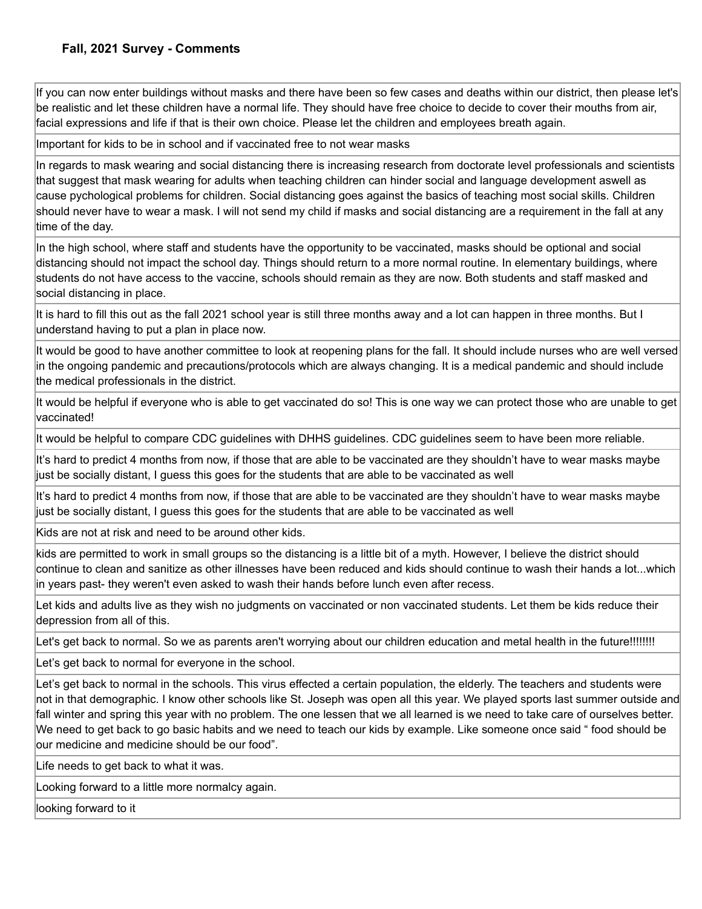**Fall, 2021 Survey - Comments**

| |
|---|
| If you can now enter buildings without masks and there have been so few cases and deaths within our district, then please let's be realistic and let these children have a normal life. They should have free choice to decide to cover their mouths from air, facial expressions and life if that is their own choice. Please let the children and employees breath again. |
| Important for kids to be in school and if vaccinated free to not wear masks |
| In regards to mask wearing and social distancing there is increasing research from doctorate level professionals and scientists that suggest that mask wearing for adults when teaching children can hinder social and language development aswell as cause pychological problems for children. Social distancing goes against the basics of teaching most social skills. Children should never have to wear a mask. I will not send my child if masks and social distancing are a requirement in the fall at any time of the day. |
| In the high school, where staff and students have the opportunity to be vaccinated, masks should be optional and social distancing should not impact the school day. Things should return to a more normal routine. In elementary buildings, where students do not have access to the vaccine, schools should remain as they are now. Both students and staff masked and social distancing in place. |
| It is hard to fill this out as the fall 2021 school year is still three months away and a lot can happen in three months. But I understand having to put a plan in place now. |
| It would be good to have another committee to look at reopening plans for the fall. It should include nurses who are well versed in the ongoing pandemic and precautions/protocols which are always changing. It is a medical pandemic and should include the medical professionals in the district. |
| It would be helpful if everyone who is able to get vaccinated do so! This is one way we can protect those who are unable to get vaccinated! |
| It would be helpful to compare CDC guidelines with DHHS guidelines. CDC guidelines seem to have been more reliable. |
| It’s hard to predict 4 months from now, if those that are able to be vaccinated are they shouldn’t have to wear masks maybe just be socially distant, I guess this goes for the students that are able to be vaccinated as well |
| It’s hard to predict 4 months from now, if those that are able to be vaccinated are they shouldn’t have to wear masks maybe just be socially distant, I guess this goes for the students that are able to be vaccinated as well |
| Kids are not at risk and need to be around other kids. |
| kids are permitted to work in small groups so the distancing is a little bit of a myth. However, I believe the district should continue to clean and sanitize as other illnesses have been reduced and kids should continue to wash their hands a lot...which in years past- they weren't even asked to wash their hands before lunch even after recess. |
| Let kids and adults live as they wish no judgments on vaccinated or non vaccinated students. Let them be kids reduce their depression from all of this. |
| Let's get back to normal. So we as parents aren't worrying about our children education and metal health in the future!!!!!!!! |
| Let’s get back to normal for everyone in the school. |
| Let’s get back to normal in the schools. This virus effected a certain population, the elderly. The teachers and students were not in that demographic. I know other schools like St. Joseph was open all this year. We played sports last summer outside and fall winter and spring this year with no problem. The one lessen that we all learned is we need to take care of ourselves better. We need to get back to go basic habits and we need to teach our kids by example. Like someone once said “ food should be our medicine and medicine should be our food”. |
| Life needs to get back to what it was. |
| Looking forward to a little more normalcy again. |
| looking forward to it |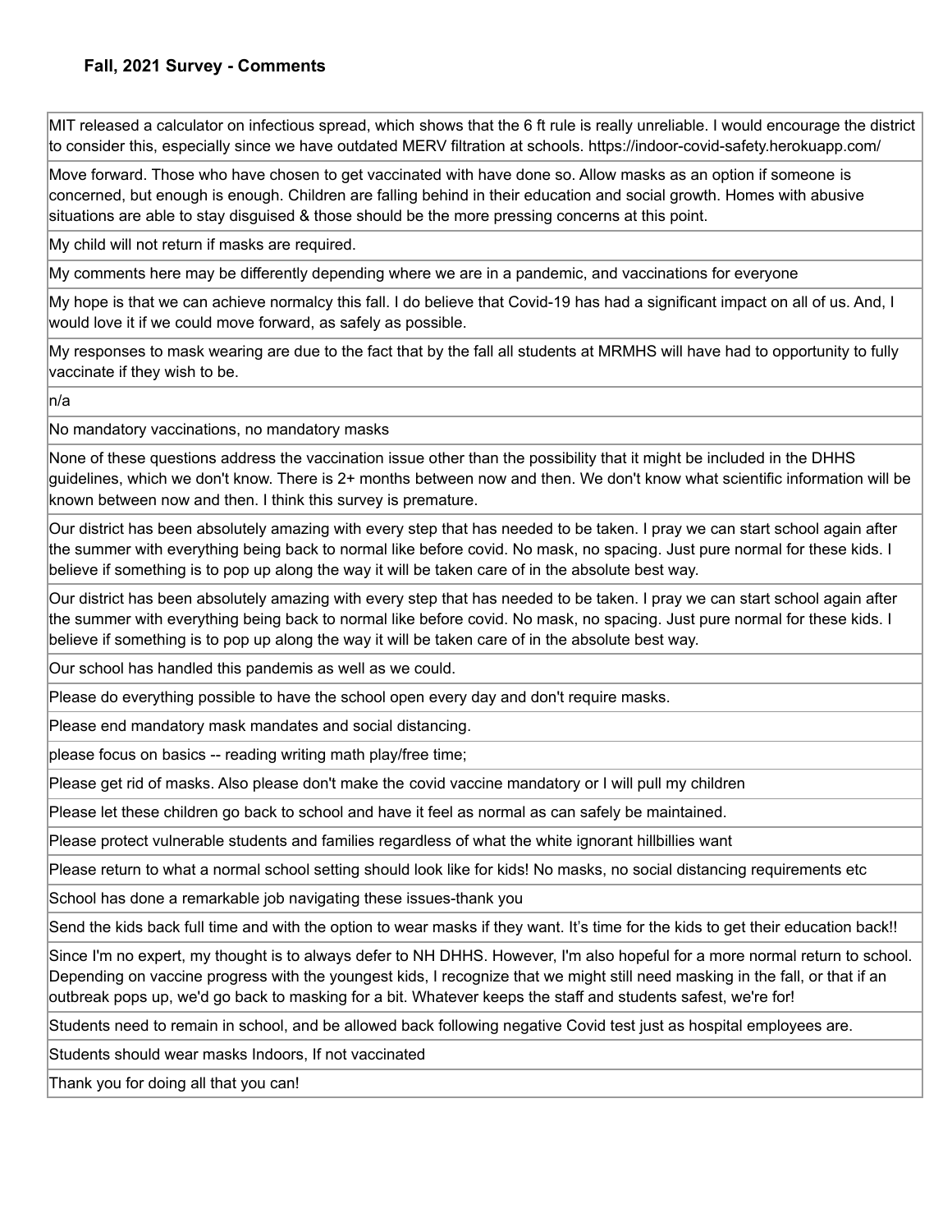### Fall, 2021 Survey - Comments

| |
|---|
| MIT released a calculator on infectious spread, which shows that the 6 ft rule is really unreliable. I would encourage the district to consider this, especially since we have outdated MERV filtration at schools. https://indoor-covid-safety.herokuapp.com/ |
| Move forward. Those who have chosen to get vaccinated with have done so. Allow masks as an option if someone is concerned, but enough is enough. Children are falling behind in their education and social growth. Homes with abusive situations are able to stay disguised & those should be the more pressing concerns at this point. |
| My child will not return if masks are required. |
| My comments here may be differently depending where we are in a pandemic, and vaccinations for everyone |
| My hope is that we can achieve normalcy this fall. I do believe that Covid-19 has had a significant impact on all of us. And, I would love it if we could move forward, as safely as possible. |
| My responses to mask wearing are due to the fact that by the fall all students at MRMHS will have had to opportunity to fully vaccinate if they wish to be. |
| n/a |
| No mandatory vaccinations, no mandatory masks |
| None of these questions address the vaccination issue other than the possibility that it might be included in the DHHS guidelines, which we don't know. There is 2+ months between now and then. We don't know what scientific information will be known between now and then. I think this survey is premature. |
| Our district has been absolutely amazing with every step that has needed to be taken. I pray we can start school again after the summer with everything being back to normal like before covid. No mask, no spacing. Just pure normal for these kids. I believe if something is to pop up along the way it will be taken care of in the absolute best way. |
| Our district has been absolutely amazing with every step that has needed to be taken. I pray we can start school again after the summer with everything being back to normal like before covid. No mask, no spacing. Just pure normal for these kids. I believe if something is to pop up along the way it will be taken care of in the absolute best way. |
| Our school has handled this pandemis as well as we could. |
| Please do everything possible to have the school open every day and don't require masks. |
| Please end mandatory mask mandates and social distancing. |
| please focus on basics -- reading writing math play/free time; |
| Please get rid of masks. Also please don't make the covid vaccine mandatory or I will pull my children |
| Please let these children go back to school and have it feel as normal as can safely be maintained. |
| Please protect vulnerable students and families regardless of what the white ignorant hillbillies want |
| Please return to what a normal school setting should look like for kids! No masks, no social distancing requirements etc |
| School has done a remarkable job navigating these issues-thank you |
| Send the kids back full time and with the option to wear masks if they want. It's time for the kids to get their education back!! |
| Since I'm no expert, my thought is to always defer to NH DHHS. However, I'm also hopeful for a more normal return to school. Depending on vaccine progress with the youngest kids, I recognize that we might still need masking in the fall, or that if an outbreak pops up, we'd go back to masking for a bit. Whatever keeps the staff and students safest, we're for! |
| Students need to remain in school, and be allowed back following negative Covid test just as hospital employees are. |
| Students should wear masks Indoors, If not vaccinated |
| Thank you for doing all that you can! |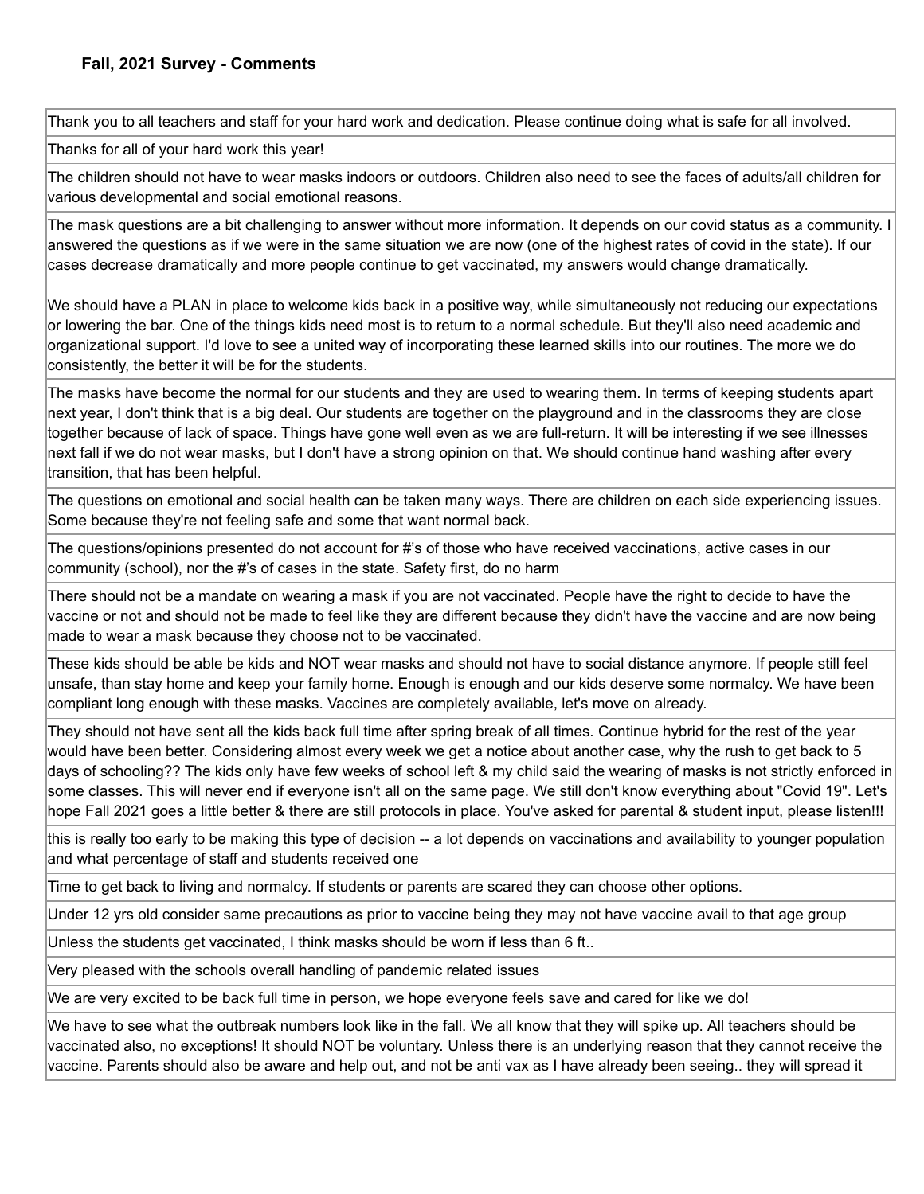#### Fall, 2021 Survey - Comments

| |
|---|
| Thank you to all teachers and staff for your hard work and dedication. Please continue doing what is safe for all involved. |
| Thanks for all of your hard work this year! |
| The children should not have to wear masks indoors or outdoors. Children also need to see the faces of adults/all children for various developmental and social emotional reasons. |
| The mask questions are a bit challenging to answer without more information. It depends on our covid status as a community. I answered the questions as if we were in the same situation we are now (one of the highest rates of covid in the state). If our cases decrease dramatically and more people continue to get vaccinated, my answers would change dramatically.<br><br>We should have a PLAN in place to welcome kids back in a positive way, while simultaneously not reducing our expectations or lowering the bar. One of the things kids need most is to return to a normal schedule. But they'll also need academic and organizational support. I'd love to see a united way of incorporating these learned skills into our routines. The more we do consistently, the better it will be for the students. |
| The masks have become the normal for our students and they are used to wearing them. In terms of keeping students apart next year, I don't think that is a big deal. Our students are together on the playground and in the classrooms they are close together because of lack of space. Things have gone well even as we are full-return. It will be interesting if we see illnesses next fall if we do not wear masks, but I don't have a strong opinion on that. We should continue hand washing after every transition, that has been helpful. |
| The questions on emotional and social health can be taken many ways. There are children on each side experiencing issues. Some because they're not feeling safe and some that want normal back. |
| The questions/opinions presented do not account for #'s of those who have received vaccinations, active cases in our community (school), nor the #'s of cases in the state. Safety first, do no harm |
| There should not be a mandate on wearing a mask if you are not vaccinated. People have the right to decide to have the vaccine or not and should not be made to feel like they are different because they didn't have the vaccine and are now being made to wear a mask because they choose not to be vaccinated. |
| These kids should be able be kids and NOT wear masks and should not have to social distance anymore. If people still feel unsafe, than stay home and keep your family home. Enough is enough and our kids deserve some normalcy. We have been compliant long enough with these masks. Vaccines are completely available, let's move on already. |
| They should not have sent all the kids back full time after spring break of all times. Continue hybrid for the rest of the year would have been better. Considering almost every week we get a notice about another case, why the rush to get back to 5 days of schooling?? The kids only have few weeks of school left & my child said the wearing of masks is not strictly enforced in some classes. This will never end if everyone isn't all on the same page. We still don't know everything about "Covid 19". Let's hope Fall 2021 goes a little better & there are still protocols in place. You've asked for parental & student input, please listen!!! |
| this is really too early to be making this type of decision -- a lot depends on vaccinations and availability to younger population and what percentage of staff and students received one |
| Time to get back to living and normalcy. If students or parents are scared they can choose other options. |
| Under 12 yrs old consider same precautions as prior to vaccine being they may not have vaccine avail to that age group |
| Unless the students get vaccinated, I think masks should be worn if less than 6 ft.. |
| Very pleased with the schools overall handling of pandemic related issues |
| We are very excited to be back full time in person, we hope everyone feels save and cared for like we do! |
| We have to see what the outbreak numbers look like in the fall. We all know that they will spike up. All teachers should be vaccinated also, no exceptions! It should NOT be voluntary. Unless there is an underlying reason that they cannot receive the vaccine. Parents should also be aware and help out, and not be anti vax as I have already been seeing.. they will spread it |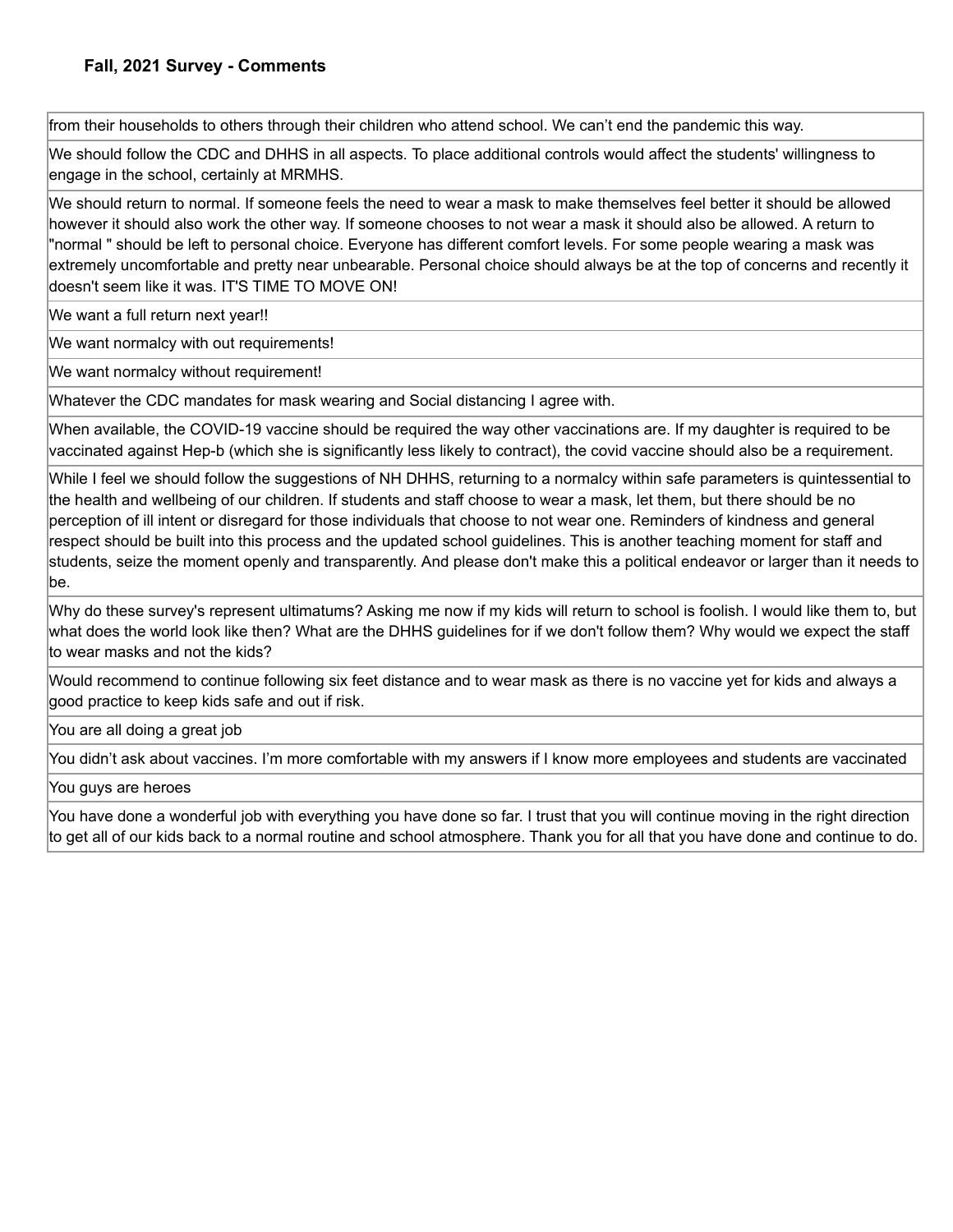**Fall, 2021 Survey - Comments**

| |
|---|
| from their households to others through their children who attend school. We can't end the pandemic this way. |
| We should follow the CDC and DHHS in all aspects. To place additional controls would affect the students' willingness to engage in the school, certainly at MRMHS. |
| We should return to normal. If someone feels the need to wear a mask to make themselves feel better it should be allowed however it should also work the other way. If someone chooses to not wear a mask it should also be allowed. A return to "normal " should be left to personal choice. Everyone has different comfort levels. For some people wearing a mask was extremely uncomfortable and pretty near unbearable. Personal choice should always be at the top of concerns and recently it doesn't seem like it was. IT'S TIME TO MOVE ON! |
| We want a full return next year!! |
| We want normalcy with out requirements! |
| We want normalcy without requirement! |
| Whatever the CDC mandates for mask wearing and Social distancing I agree with. |
| When available, the COVID-19 vaccine should be required the way other vaccinations are. If my daughter is required to be vaccinated against Hep-b (which she is significantly less likely to contract), the covid vaccine should also be a requirement. |
| While I feel we should follow the suggestions of NH DHHS, returning to a normalcy within safe parameters is quintessential to the health and wellbeing of our children. If students and staff choose to wear a mask, let them, but there should be no perception of ill intent or disregard for those individuals that choose to not wear one. Reminders of kindness and general respect should be built into this process and the updated school guidelines. This is another teaching moment for staff and students, seize the moment openly and transparently. And please don't make this a political endeavor or larger than it needs to be. |
| Why do these survey's represent ultimatums? Asking me now if my kids will return to school is foolish. I would like them to, but what does the world look like then? What are the DHHS guidelines for if we don't follow them? Why would we expect the staff to wear masks and not the kids? |
| Would recommend to continue following six feet distance and to wear mask as there is no vaccine yet for kids and always a good practice to keep kids safe and out if risk. |
| You are all doing a great job |
| You didn't ask about vaccines. I'm more comfortable with my answers if I know more employees and students are vaccinated |
| You guys are heroes |
| You have done a wonderful job with everything you have done so far. I trust that you will continue moving in the right direction to get all of our kids back to a normal routine and school atmosphere. Thank you for all that you have done and continue to do. |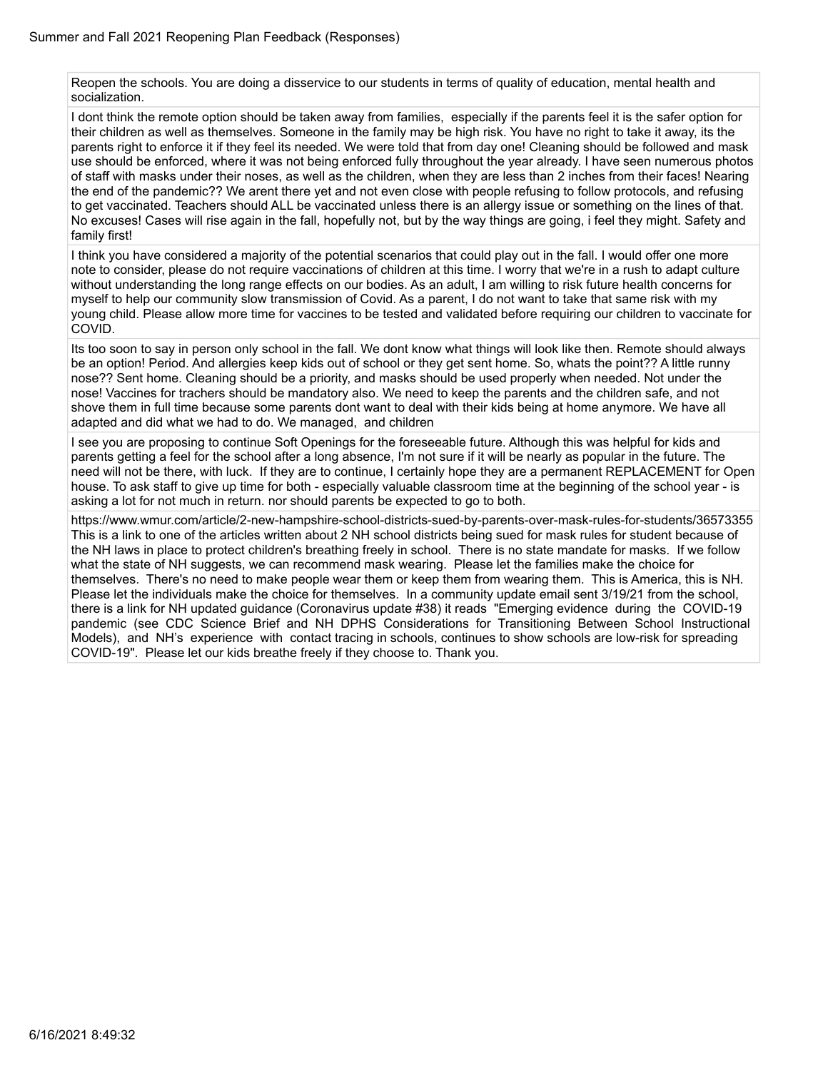Reopen the schools. You are doing a disservice to our students in terms of quality of education, mental health and socialization.

I dont think the remote option should be taken away from families, especially if the parents feel it is the safer option for their children as well as themselves. Someone in the family may be high risk. You have no right to take it away, its the parents right to enforce it if they feel its needed. We were told that from day one! Cleaning should be followed and mask use should be enforced, where it was not being enforced fully throughout the year already. I have seen numerous photos of staff with masks under their noses, as well as the children, when they are less than 2 inches from their faces! Nearing the end of the pandemic?? We arent there yet and not even close with people refusing to follow protocols, and refusing to get vaccinated. Teachers should ALL be vaccinated unless there is an allergy issue or something on the lines of that. No excuses! Cases will rise again in the fall, hopefully not, but by the way things are going, i feel they might. Safety and family first!

I think you have considered a majority of the potential scenarios that could play out in the fall. I would offer one more note to consider, please do not require vaccinations of children at this time. I worry that we're in a rush to adapt culture without understanding the long range effects on our bodies. As an adult, I am willing to risk future health concerns for myself to help our community slow transmission of Covid. As a parent, I do not want to take that same risk with my young child. Please allow more time for vaccines to be tested and validated before requiring our children to vaccinate for COVID.

Its too soon to say in person only school in the fall. We dont know what things will look like then. Remote should always be an option! Period. And allergies keep kids out of school or they get sent home. So, whats the point?? A little runny nose?? Sent home. Cleaning should be a priority, and masks should be used properly when needed. Not under the nose! Vaccines for trachers should be mandatory also. We need to keep the parents and the children safe, and not shove them in full time because some parents dont want to deal with their kids being at home anymore. We have all adapted and did what we had to do. We managed, and children

I see you are proposing to continue Soft Openings for the foreseeable future. Although this was helpful for kids and parents getting a feel for the school after a long absence, I'm not sure if it will be nearly as popular in the future. The need will not be there, with luck. If they are to continue, I certainly hope they are a permanent REPLACEMENT for Open house. To ask staff to give up time for both - especially valuable classroom time at the beginning of the school year - is asking a lot for not much in return. nor should parents be expected to go to both.

https://www.wmur.com/article/2-new-hampshire-school-districts-sued-by-parents-over-mask-rules-for-students/36573355 This is a link to one of the articles written about 2 NH school districts being sued for mask rules for student because of the NH laws in place to protect children's breathing freely in school. There is no state mandate for masks. If we follow what the state of NH suggests, we can recommend mask wearing. Please let the families make the choice for themselves. There's no need to make people wear them or keep them from wearing them. This is America, this is NH. Please let the individuals make the choice for themselves. In a community update email sent 3/19/21 from the school, there is a link for NH updated guidance (Coronavirus update #38) it reads "Emerging evidence during the COVID-19 pandemic (see CDC Science Brief and NH DPHS Considerations for Transitioning Between School Instructional Models), and NH's experience with contact tracing in schools, continues to show schools are low-risk for spreading COVID-19". Please let our kids breathe freely if they choose to. Thank you.